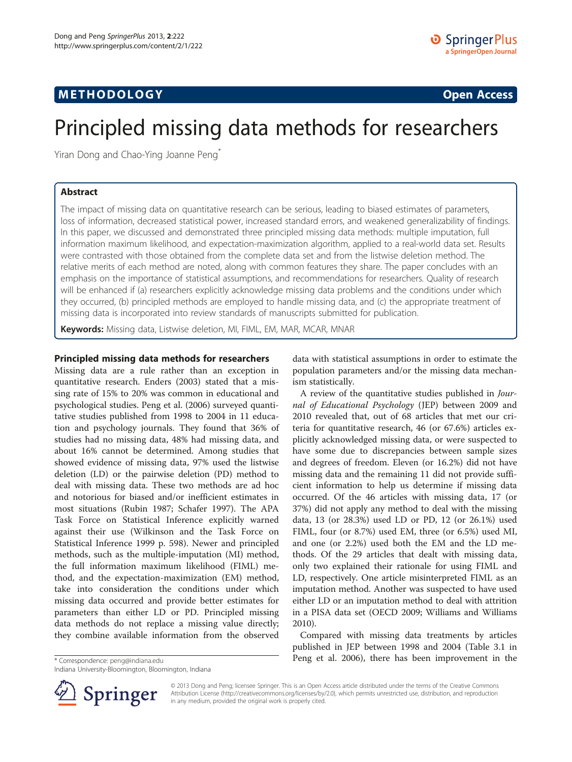METHODOLOGY Open Access

# Principled missing data methods for researchers

Yiran Dong and Chao-Ying Joanne Peng*

## Abstract

The impact of missing data on quantitative research can be serious, leading to biased estimates of parameters, loss of information, decreased statistical power, increased standard errors, and weakened generalizability of findings. In this paper, we discussed and demonstrated three principled missing data methods: multiple imputation, full information maximum likelihood, and expectation-maximization algorithm, applied to a real-world data set. Results were contrasted with those obtained from the complete data set and from the listwise deletion method. The relative merits of each method are noted, along with common features they share. The paper concludes with an emphasis on the importance of statistical assumptions, and recommendations for researchers. Quality of research will be enhanced if (a) researchers explicitly acknowledge missing data problems and the conditions under which they occurred, (b) principled methods are employed to handle missing data, and (c) the appropriate treatment of missing data is incorporated into review standards of manuscripts submitted for publication.

**Keywords:** Missing data, Listwise deletion, MI, FIML, EM, MAR, MCAR, MNAR

### Principled missing data methods for researchers

Missing data are a rule rather than an exception in quantitative research. Enders (2003) stated that a missing rate of 15% to 20% was common in educational and psychological studies. Peng et al. (2006) surveyed quantitative studies published from 1998 to 2004 in 11 education and psychology journals. They found that 36% of studies had no missing data, 48% had missing data, and about 16% cannot be determined. Among studies that showed evidence of missing data, 97% used the listwise deletion (LD) or the pairwise deletion (PD) method to deal with missing data. These two methods are ad hoc and notorious for biased and/or inefficient estimates in most situations (Rubin 1987; Schafer 1997). The APA Task Force on Statistical Inference explicitly warned against their use (Wilkinson and the Task Force on Statistical Inference 1999 p. 598). Newer and principled methods, such as the multiple-imputation (MI) method, the full information maximum likelihood (FIML) method, and the expectation-maximization (EM) method, take into consideration the conditions under which missing data occurred and provide better estimates for parameters than either LD or PD. Principled missing data methods do not replace a missing value directly; they combine available information from the observed data with statistical assumptions in order to estimate the population parameters and/or the missing data mechanism statistically.

A review of the quantitative studies published in *Journal of Educational Psychology* (JEP) between 2009 and 2010 revealed that, out of 68 articles that met our criteria for quantitative research, 46 (or 67.6%) articles explicitly acknowledged missing data, or were suspected to have some due to discrepancies between sample sizes and degrees of freedom. Eleven (or 16.2%) did not have missing data and the remaining 11 did not provide sufficient information to help us determine if missing data occurred. Of the 46 articles with missing data, 17 (or 37%) did not apply any method to deal with the missing data, 13 (or 28.3%) used LD or PD, 12 (or 26.1%) used FIML, four (or 8.7%) used EM, three (or 6.5%) used MI, and one (or 2.2%) used both the EM and the LD methods. Of the 29 articles that dealt with missing data, only two explained their rationale for using FIML and LD, respectively. One article misinterpreted FIML as an imputation method. Another was suspected to have used either LD or an imputation method to deal with attrition in a PISA data set (OECD 2009; Williams and Williams 2010).

Compared with missing data treatments by articles published in JEP between 1998 and 2004 (Table 3.1 in Peng et al. 2006), there has been improvement in the

* Correspondence: peng@indiana.edu
Indiana University-Bloomington, Bloomington, Indiana

© 2013 Dong and Peng; licensee Springer. This is an Open Access article distributed under the terms of the Creative Commons Attribution License (http://creativecommons.org/licenses/by/2.0), which permits unrestricted use, distribution, and reproduction in any medium, provided the original work is properly cited.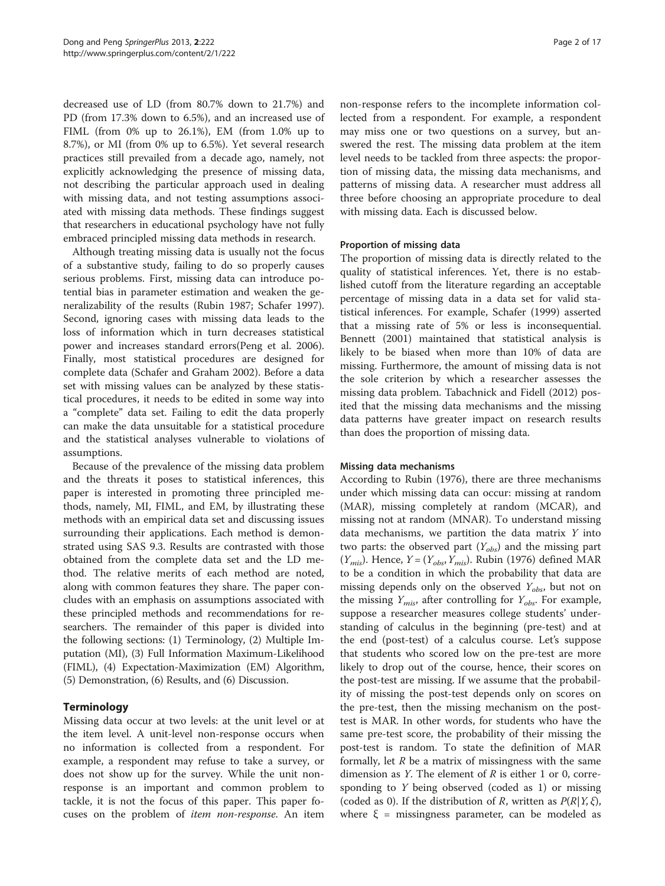decreased use of LD (from 80.7% down to 21.7%) and PD (from 17.3% down to 6.5%), and an increased use of FIML (from 0% up to 26.1%), EM (from 1.0% up to 8.7%), or MI (from 0% up to 6.5%). Yet several research practices still prevailed from a decade ago, namely, not explicitly acknowledging the presence of missing data, not describing the particular approach used in dealing with missing data, and not testing assumptions associated with missing data methods. These findings suggest that researchers in educational psychology have not fully embraced principled missing data methods in research.

Although treating missing data is usually not the focus of a substantive study, failing to do so properly causes serious problems. First, missing data can introduce potential bias in parameter estimation and weaken the generalizability of the results (Rubin 1987; Schafer 1997). Second, ignoring cases with missing data leads to the loss of information which in turn decreases statistical power and increases standard errors(Peng et al. 2006). Finally, most statistical procedures are designed for complete data (Schafer and Graham 2002). Before a data set with missing values can be analyzed by these statistical procedures, it needs to be edited in some way into a "complete" data set. Failing to edit the data properly can make the data unsuitable for a statistical procedure and the statistical analyses vulnerable to violations of assumptions.

Because of the prevalence of the missing data problem and the threats it poses to statistical inferences, this paper is interested in promoting three principled methods, namely, MI, FIML, and EM, by illustrating these methods with an empirical data set and discussing issues surrounding their applications. Each method is demonstrated using SAS 9.3. Results are contrasted with those obtained from the complete data set and the LD method. The relative merits of each method are noted, along with common features they share. The paper concludes with an emphasis on assumptions associated with these principled methods and recommendations for researchers. The remainder of this paper is divided into the following sections: (1) Terminology, (2) Multiple Imputation (MI), (3) Full Information Maximum-Likelihood (FIML), (4) Expectation-Maximization (EM) Algorithm, (5) Demonstration, (6) Results, and (6) Discussion.

## Terminology

Missing data occur at two levels: at the unit level or at the item level. A unit-level non-response occurs when no information is collected from a respondent. For example, a respondent may refuse to take a survey, or does not show up for the survey. While the unit non-response is an important and common problem to tackle, it is not the focus of this paper. This paper focuses on the problem of *item non-response*. An item non-response refers to the incomplete information collected from a respondent. For example, a respondent may miss one or two questions on a survey, but answered the rest. The missing data problem at the item level needs to be tackled from three aspects: the proportion of missing data, the missing data mechanisms, and patterns of missing data. A researcher must address all three before choosing an appropriate procedure to deal with missing data. Each is discussed below.

### Proportion of missing data

The proportion of missing data is directly related to the quality of statistical inferences. Yet, there is no established cutoff from the literature regarding an acceptable percentage of missing data in a data set for valid statistical inferences. For example, Schafer (1999) asserted that a missing rate of 5% or less is inconsequential. Bennett (2001) maintained that statistical analysis is likely to be biased when more than 10% of data are missing. Furthermore, the amount of missing data is not the sole criterion by which a researcher assesses the missing data problem. Tabachnick and Fidell (2012) posited that the missing data mechanisms and the missing data patterns have greater impact on research results than does the proportion of missing data.

### Missing data mechanisms

According to Rubin (1976), there are three mechanisms under which missing data can occur: missing at random (MAR), missing completely at random (MCAR), and missing not at random (MNAR). To understand missing data mechanisms, we partition the data matrix $Y$ into two parts: the observed part ($Y_{obs}$) and the missing part ($Y_{mis}$). Hence, $Y = (Y_{obs}, Y_{mis})$. Rubin (1976) defined MAR to be a condition in which the probability that data are missing depends only on the observed $Y_{obs}$, but not on the missing $Y_{mis}$, after controlling for $Y_{obs}$. For example, suppose a researcher measures college students' understanding of calculus in the beginning (pre-test) and at the end (post-test) of a calculus course. Let's suppose that students who scored low on the pre-test are more likely to drop out of the course, hence, their scores on the post-test are missing. If we assume that the probability of missing the post-test depends only on scores on the pre-test, then the missing mechanism on the post-test is MAR. In other words, for students who have the same pre-test score, the probability of their missing the post-test is random. To state the definition of MAR formally, let $R$ be a matrix of missingness with the same dimension as $Y$. The element of $R$ is either 1 or 0, corresponding to $Y$ being observed (coded as 1) or missing (coded as 0). If the distribution of $R$, written as $P(R|Y, \xi)$, where $\xi$ = missingness parameter, can be modeled as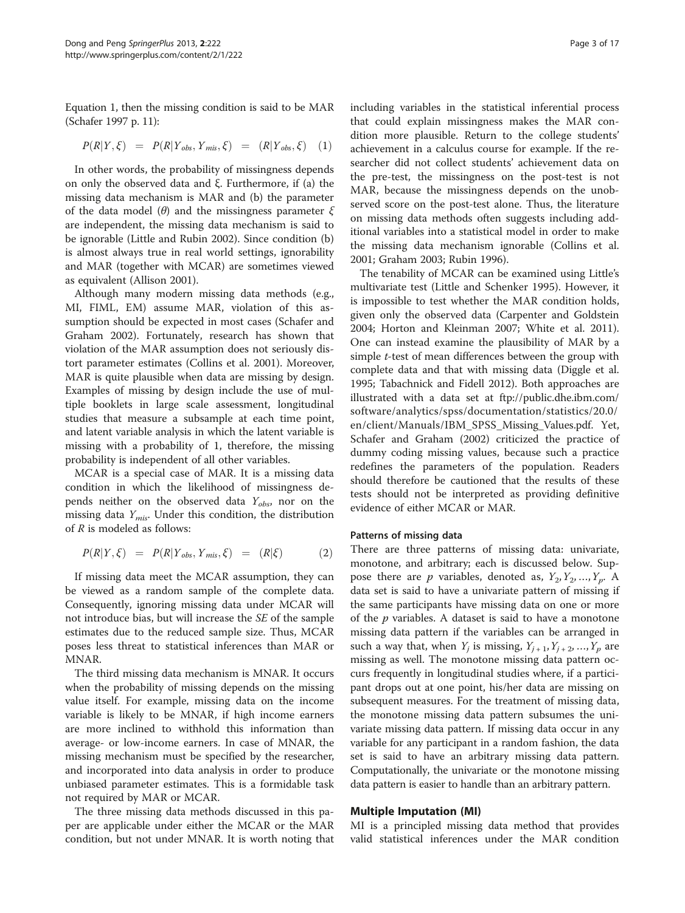Equation 1, then the missing condition is said to be MAR (Schafer 1997 p. 11):

$$P(R|Y,\xi) \;=\; P(R|Y_{obs}, Y_{mis}, \xi) \;=\; (R|Y_{obs}, \xi) \quad (1)$$

In other words, the probability of missingness depends on only the observed data and ξ. Furthermore, if (a) the missing data mechanism is MAR and (b) the parameter of the data model ($\theta$) and the missingness parameter $\xi$ are independent, the missing data mechanism is said to be ignorable (Little and Rubin 2002). Since condition (b) is almost always true in real world settings, ignorability and MAR (together with MCAR) are sometimes viewed as equivalent (Allison 2001).

Although many modern missing data methods (e.g., MI, FIML, EM) assume MAR, violation of this assumption should be expected in most cases (Schafer and Graham 2002). Fortunately, research has shown that violation of the MAR assumption does not seriously distort parameter estimates (Collins et al. 2001). Moreover, MAR is quite plausible when data are missing by design. Examples of missing by design include the use of multiple booklets in large scale assessment, longitudinal studies that measure a subsample at each time point, and latent variable analysis in which the latent variable is missing with a probability of 1, therefore, the missing probability is independent of all other variables.

MCAR is a special case of MAR. It is a missing data condition in which the likelihood of missingness depends neither on the observed data $Y_{obs}$, nor on the missing data $Y_{mis}$. Under this condition, the distribution of $R$ is modeled as follows:

$$P(R|Y,\xi) \;=\; P(R|Y_{obs}, Y_{mis}, \xi) \;=\; (R|\xi) \quad (2)$$

If missing data meet the MCAR assumption, they can be viewed as a random sample of the complete data. Consequently, ignoring missing data under MCAR will not introduce bias, but will increase the *SE* of the sample estimates due to the reduced sample size. Thus, MCAR poses less threat to statistical inferences than MAR or MNAR.

The third missing data mechanism is MNAR. It occurs when the probability of missing depends on the missing value itself. For example, missing data on the income variable is likely to be MNAR, if high income earners are more inclined to withhold this information than average- or low-income earners. In case of MNAR, the missing mechanism must be specified by the researcher, and incorporated into data analysis in order to produce unbiased parameter estimates. This is a formidable task not required by MAR or MCAR.

The three missing data methods discussed in this paper are applicable under either the MCAR or the MAR condition, but not under MNAR. It is worth noting that including variables in the statistical inferential process that could explain missingness makes the MAR condition more plausible. Return to the college students' achievement in a calculus course for example. If the researcher did not collect students' achievement data on the pre-test, the missingness on the post-test is not MAR, because the missingness depends on the unobserved score on the post-test alone. Thus, the literature on missing data methods often suggests including additional variables into a statistical model in order to make the missing data mechanism ignorable (Collins et al. 2001; Graham 2003; Rubin 1996).

The tenability of MCAR can be examined using Little's multivariate test (Little and Schenker 1995). However, it is impossible to test whether the MAR condition holds, given only the observed data (Carpenter and Goldstein 2004; Horton and Kleinman 2007; White et al. 2011). One can instead examine the plausibility of MAR by a simple *t*-test of mean differences between the group with complete data and that with missing data (Diggle et al. 1995; Tabachnick and Fidell 2012). Both approaches are illustrated with a data set at ftp://public.dhe.ibm.com/software/analytics/spss/documentation/statistics/20.0/en/client/Manuals/IBM_SPSS_Missing_Values.pdf. Yet, Schafer and Graham (2002) criticized the practice of dummy coding missing values, because such a practice redefines the parameters of the population. Readers should therefore be cautioned that the results of these tests should not be interpreted as providing definitive evidence of either MCAR or MAR.

#### Patterns of missing data

There are three patterns of missing data: univariate, monotone, and arbitrary; each is discussed below. Suppose there are $p$ variables, denoted as, $Y_2, Y_2, \ldots, Y_p$. A data set is said to have a univariate pattern of missing if the same participants have missing data on one or more of the $p$ variables. A dataset is said to have a monotone missing data pattern if the variables can be arranged in such a way that, when $Y_j$ is missing, $Y_{j+1}, Y_{j+2}, \ldots, Y_p$ are missing as well. The monotone missing data pattern occurs frequently in longitudinal studies where, if a participant drops out at one point, his/her data are missing on subsequent measures. For the treatment of missing data, the monotone missing data pattern subsumes the univariate missing data pattern. If missing data occur in any variable for any participant in a random fashion, the data set is said to have an arbitrary missing data pattern. Computationally, the univariate or the monotone missing data pattern is easier to handle than an arbitrary pattern.

### Multiple Imputation (MI)

MI is a principled missing data method that provides valid statistical inferences under the MAR condition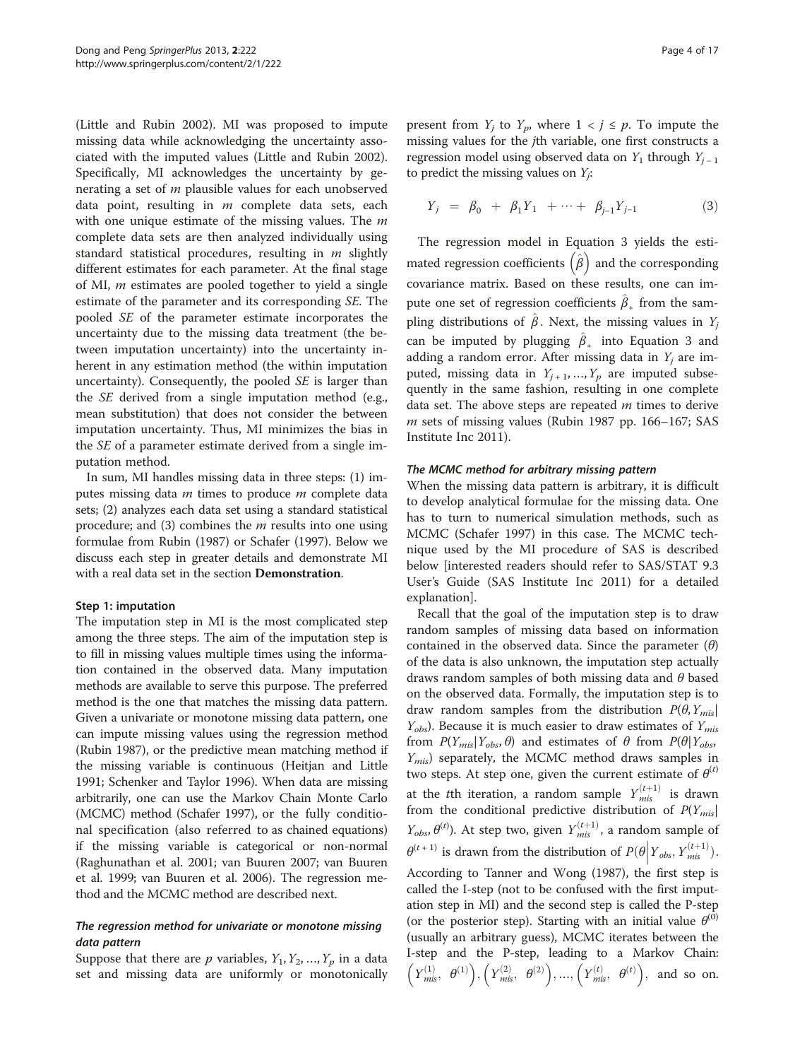(Little and Rubin 2002). MI was proposed to impute missing data while acknowledging the uncertainty associated with the imputed values (Little and Rubin 2002). Specifically, MI acknowledges the uncertainty by generating a set of $m$ plausible values for each unobserved data point, resulting in $m$ complete data sets, each with one unique estimate of the missing values. The $m$ complete data sets are then analyzed individually using standard statistical procedures, resulting in $m$ slightly different estimates for each parameter. At the final stage of MI, $m$ estimates are pooled together to yield a single estimate of the parameter and its corresponding *SE*. The pooled *SE* of the parameter estimate incorporates the uncertainty due to the missing data treatment (the between imputation uncertainty) into the uncertainty inherent in any estimation method (the within imputation uncertainty). Consequently, the pooled *SE* is larger than the *SE* derived from a single imputation method (e.g., mean substitution) that does not consider the between imputation uncertainty. Thus, MI minimizes the bias in the *SE* of a parameter estimate derived from a single imputation method.

In sum, MI handles missing data in three steps: (1) imputes missing data $m$ times to produce $m$ complete data sets; (2) analyzes each data set using a standard statistical procedure; and (3) combines the $m$ results into one using formulae from Rubin (1987) or Schafer (1997). Below we discuss each step in greater details and demonstrate MI with a real data set in the section **Demonstration**.

### Step 1: imputation

The imputation step in MI is the most complicated step among the three steps. The aim of the imputation step is to fill in missing values multiple times using the information contained in the observed data. Many imputation methods are available to serve this purpose. The preferred method is the one that matches the missing data pattern. Given a univariate or monotone missing data pattern, one can impute missing values using the regression method (Rubin 1987), or the predictive mean matching method if the missing variable is continuous (Heitjan and Little 1991; Schenker and Taylor 1996). When data are missing arbitrarily, one can use the Markov Chain Monte Carlo (MCMC) method (Schafer 1997), or the fully conditional specification (also referred to as chained equations) if the missing variable is categorical or non-normal (Raghunathan et al. 2001; van Buuren 2007; van Buuren et al. 1999; van Buuren et al. 2006). The regression method and the MCMC method are described next.

#### *The regression method for univariate or monotone missing data pattern*

Suppose that there are $p$ variables, $Y_1, Y_2, \ldots, Y_p$ in a data set and missing data are uniformly or monotonically present from $Y_j$ to $Y_p$, where $1 < j \leq p$. To impute the missing values for the $j$th variable, one first constructs a regression model using observed data on $Y_1$ through $Y_{j-1}$ to predict the missing values on $Y_j$:

$$Y_j = \beta_0 + \beta_1 Y_1 + \cdots + \beta_{j-1} Y_{j-1} \tag{3}$$

The regression model in Equation 3 yields the estimated regression coefficients $\left(\hat{\beta}\right)$ and the corresponding covariance matrix. Based on these results, one can impute one set of regression coefficients $\hat{\beta}_*$ from the sampling distributions of $\hat{\beta}$. Next, the missing values in $Y_j$ can be imputed by plugging $\hat{\beta}_*$ into Equation 3 and adding a random error. After missing data in $Y_j$ are imputed, missing data in $Y_{j+1}, \ldots, Y_p$ are imputed subsequently in the same fashion, resulting in one complete data set. The above steps are repeated $m$ times to derive $m$ sets of missing values (Rubin 1987 pp. 166–167; SAS Institute Inc 2011).

#### *The MCMC method for arbitrary missing pattern*

When the missing data pattern is arbitrary, it is difficult to develop analytical formulae for the missing data. One has to turn to numerical simulation methods, such as MCMC (Schafer 1997) in this case. The MCMC technique used by the MI procedure of SAS is described below [interested readers should refer to SAS/STAT 9.3 User's Guide (SAS Institute Inc 2011) for a detailed explanation].

Recall that the goal of the imputation step is to draw random samples of missing data based on information contained in the observed data. Since the parameter ($\theta$) of the data is also unknown, the imputation step actually draws random samples of both missing data and $\theta$ based on the observed data. Formally, the imputation step is to draw random samples from the distribution $P(\theta, Y_{mis}|Y_{obs})$. Because it is much easier to draw estimates of $Y_{mis}$ from $P(Y_{mis}|Y_{obs}, \theta)$ and estimates of $\theta$ from $P(\theta|Y_{obs}, Y_{mis})$ separately, the MCMC method draws samples in two steps. At step one, given the current estimate of $\theta^{(t)}$ at the $t$th iteration, a random sample $Y_{mis}^{(t+1)}$ is drawn from the conditional predictive distribution of $P(Y_{mis}|Y_{obs}, \theta^{(t)})$. At step two, given $Y_{mis}^{(t+1)}$, a random sample of $\theta^{(t+1)}$ is drawn from the distribution of $P\left(\theta \middle| Y_{obs}, Y_{mis}^{(t+1)}\right)$. According to Tanner and Wong (1987), the first step is called the I-step (not to be confused with the first imputation step in MI) and the second step is called the P-step (or the posterior step). Starting with an initial value $\theta^{(0)}$ (usually an arbitrary guess), MCMC iterates between the I-step and the P-step, leading to a Markov Chain: $\left(Y_{mis}^{(1)}, \theta^{(1)}\right), \left(Y_{mis}^{(2)}, \theta^{(2)}\right), \ldots, \left(Y_{mis}^{(t)}, \theta^{(t)}\right)$, and so on.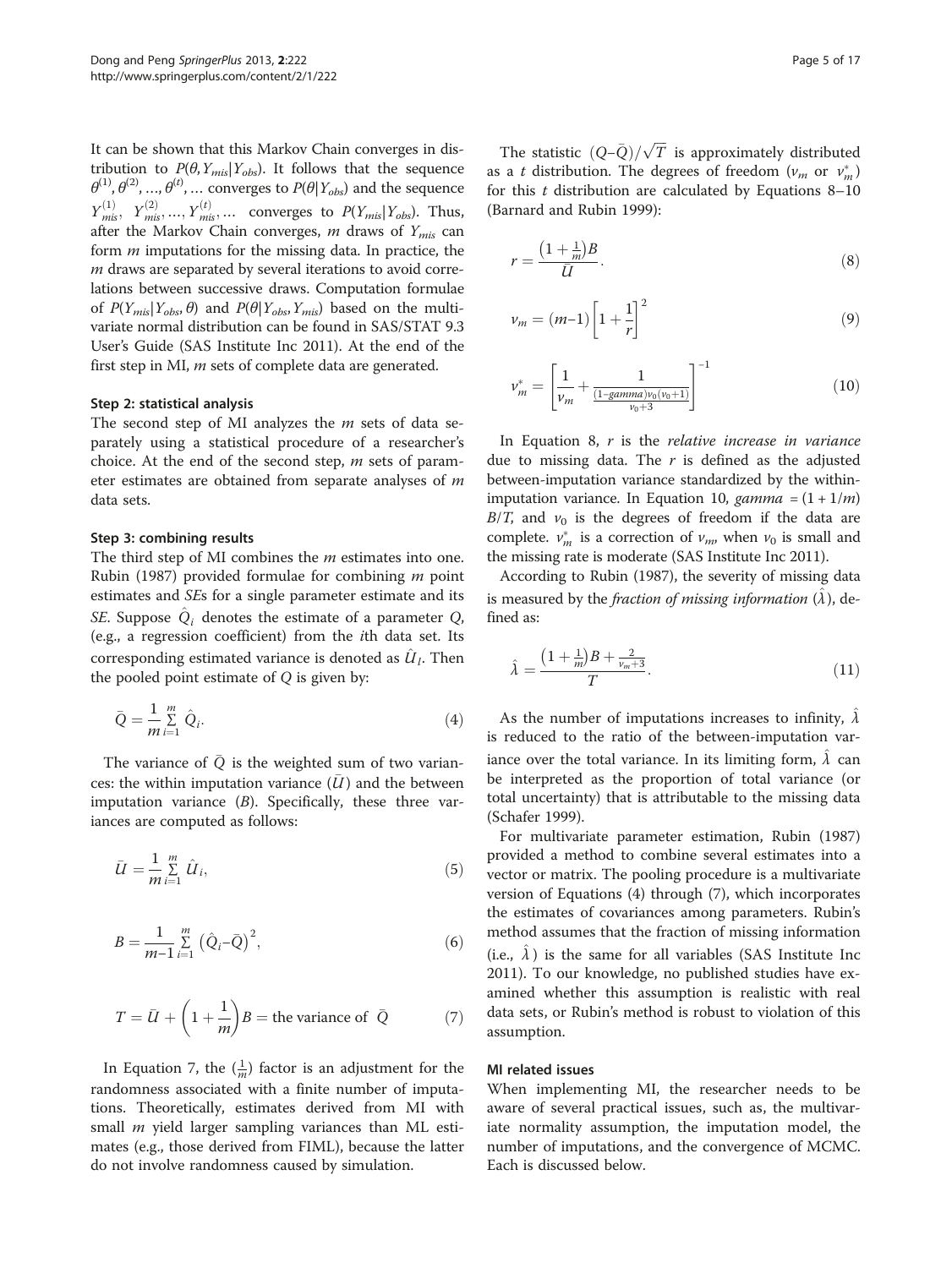It can be shown that this Markov Chain converges in distribution to $P(\theta, Y_{mis}|Y_{obs})$. It follows that the sequence $\theta^{(1)}, \theta^{(2)}, \ldots, \theta^{(t)}, \ldots$ converges to $P(\theta|Y_{obs})$ and the sequence $Y_{mis}^{(1)}, Y_{mis}^{(2)}, \ldots, Y_{mis}^{(t)}, \ldots$ converges to $P(Y_{mis}|Y_{obs})$. Thus, after the Markov Chain converges, $m$ draws of $Y_{mis}$ can form $m$ imputations for the missing data. In practice, the $m$ draws are separated by several iterations to avoid correlations between successive draws. Computation formulae of $P(Y_{mis}|Y_{obs}, \theta)$ and $P(\theta|Y_{obs}, Y_{mis})$ based on the multivariate normal distribution can be found in SAS/STAT 9.3 User's Guide (SAS Institute Inc 2011). At the end of the first step in MI, $m$ sets of complete data are generated.

### Step 2: statistical analysis

The second step of MI analyzes the $m$ sets of data separately using a statistical procedure of a researcher's choice. At the end of the second step, $m$ sets of parameter estimates are obtained from separate analyses of $m$ data sets.

### Step 3: combining results

The third step of MI combines the $m$ estimates into one. Rubin (1987) provided formulae for combining $m$ point estimates and *SE*s for a single parameter estimate and its *SE*. Suppose $\hat{Q}_i$ denotes the estimate of a parameter $Q$, (e.g., a regression coefficient) from the $i$th data set. Its corresponding estimated variance is denoted as $\hat{U}_I$. Then the pooled point estimate of $Q$ is given by:

$$\bar{Q} = \frac{1}{m}\sum_{i=1}^{m} \hat{Q}_i. \tag{4}$$

The variance of $\bar{Q}$ is the weighted sum of two variances: the within imputation variance ($\bar{U}$) and the between imputation variance ($B$). Specifically, these three variances are computed as follows:

$$\bar{U} = \frac{1}{m}\sum_{i=1}^{m} \hat{U}_i, \tag{5}$$

$$B = \frac{1}{m-1}\sum_{i=1}^{m} \left(\hat{Q}_i - \bar{Q}\right)^2, \tag{6}$$

$$T = \bar{U} + \left(1 + \frac{1}{m}\right)B = \text{the variance of } \bar{Q} \tag{7}$$

In Equation 7, the $(\frac{1}{m})$ factor is an adjustment for the randomness associated with a finite number of imputations. Theoretically, estimates derived from MI with small $m$ yield larger sampling variances than ML estimates (e.g., those derived from FIML), because the latter do not involve randomness caused by simulation.

The statistic $(Q - \bar{Q})/\sqrt{T}$ is approximately distributed as a $t$ distribution. The degrees of freedom ($v_m$ or $v_m^*$) for this $t$ distribution are calculated by Equations 8–10 (Barnard and Rubin 1999):

$$r = \frac{\left(1 + \frac{1}{m}\right)B}{\bar{U}}. \tag{8}$$

$$v_m = (m-1)\left[1 + \frac{1}{r}\right]^2 \tag{9}$$

$$v_m^* = \left[\frac{1}{v_m} + \frac{1}{\frac{(1-gamma)v_0(v_0+1)}{v_0+3}}\right]^{-1} \tag{10}$$

In Equation 8, $r$ is the *relative increase in variance* due to missing data. The $r$ is defined as the adjusted between-imputation variance standardized by the within-imputation variance. In Equation 10, $gamma = (1 + 1/m)B/T$, and $v_0$ is the degrees of freedom if the data are complete. $v_m^*$ is a correction of $v_m$, when $v_0$ is small and the missing rate is moderate (SAS Institute Inc 2011).

According to Rubin (1987), the severity of missing data is measured by the *fraction of missing information* ($\hat{\lambda}$), defined as:

$$\hat{\lambda} = \frac{\left(1 + \frac{1}{m}\right)B + \frac{2}{v_m + 3}}{T}. \tag{11}$$

As the number of imputations increases to infinity, $\hat{\lambda}$ is reduced to the ratio of the between-imputation variance over the total variance. In its limiting form, $\hat{\lambda}$ can be interpreted as the proportion of total variance (or total uncertainty) that is attributable to the missing data (Schafer 1999).

For multivariate parameter estimation, Rubin (1987) provided a method to combine several estimates into a vector or matrix. The pooling procedure is a multivariate version of Equations (4) through (7), which incorporates the estimates of covariances among parameters. Rubin's method assumes that the fraction of missing information (i.e., $\hat{\lambda}$) is the same for all variables (SAS Institute Inc 2011). To our knowledge, no published studies have examined whether this assumption is realistic with real data sets, or Rubin's method is robust to violation of this assumption.

### MI related issues

When implementing MI, the researcher needs to be aware of several practical issues, such as, the multivariate normality assumption, the imputation model, the number of imputations, and the convergence of MCMC. Each is discussed below.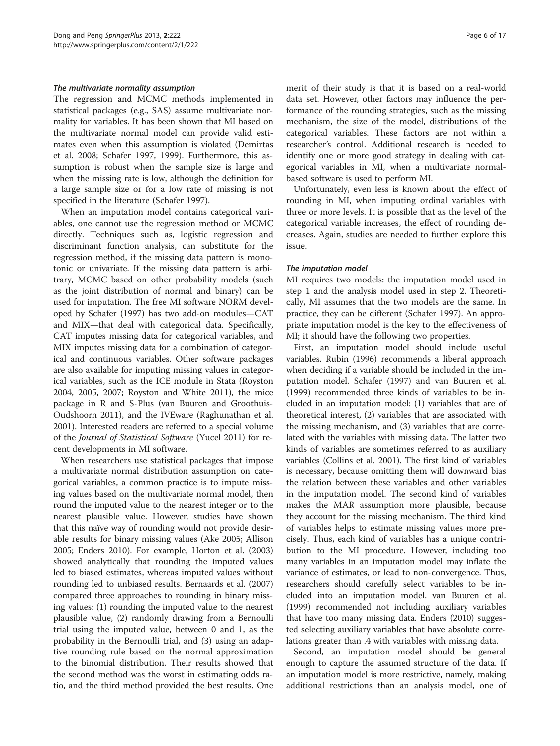### *The multivariate normality assumption*

The regression and MCMC methods implemented in statistical packages (e.g., SAS) assume multivariate normality for variables. It has been shown that MI based on the multivariate normal model can provide valid estimates even when this assumption is violated (Demirtas et al. 2008; Schafer 1997, 1999). Furthermore, this assumption is robust when the sample size is large and when the missing rate is low, although the definition for a large sample size or for a low rate of missing is not specified in the literature (Schafer 1997).

When an imputation model contains categorical variables, one cannot use the regression method or MCMC directly. Techniques such as, logistic regression and discriminant function analysis, can substitute for the regression method, if the missing data pattern is monotonic or univariate. If the missing data pattern is arbitrary, MCMC based on other probability models (such as the joint distribution of normal and binary) can be used for imputation. The free MI software NORM developed by Schafer (1997) has two add-on modules—CAT and MIX—that deal with categorical data. Specifically, CAT imputes missing data for categorical variables, and MIX imputes missing data for a combination of categorical and continuous variables. Other software packages are also available for imputing missing values in categorical variables, such as the ICE module in Stata (Royston 2004, 2005, 2007; Royston and White 2011), the mice package in R and S-Plus (van Buuren and Groothuis-Oudshoorn 2011), and the IVEware (Raghunathan et al. 2001). Interested readers are referred to a special volume of the *Journal of Statistical Software* (Yucel 2011) for recent developments in MI software.

When researchers use statistical packages that impose a multivariate normal distribution assumption on categorical variables, a common practice is to impute missing values based on the multivariate normal model, then round the imputed value to the nearest integer or to the nearest plausible value. However, studies have shown that this naïve way of rounding would not provide desirable results for binary missing values (Ake 2005; Allison 2005; Enders 2010). For example, Horton et al. (2003) showed analytically that rounding the imputed values led to biased estimates, whereas imputed values without rounding led to unbiased results. Bernaards et al. (2007) compared three approaches to rounding in binary missing values: (1) rounding the imputed value to the nearest plausible value, (2) randomly drawing from a Bernoulli trial using the imputed value, between 0 and 1, as the probability in the Bernoulli trial, and (3) using an adaptive rounding rule based on the normal approximation to the binomial distribution. Their results showed that the second method was the worst in estimating odds ratio, and the third method provided the best results. One merit of their study is that it is based on a real-world data set. However, other factors may influence the performance of the rounding strategies, such as the missing mechanism, the size of the model, distributions of the categorical variables. These factors are not within a researcher's control. Additional research is needed to identify one or more good strategy in dealing with categorical variables in MI, when a multivariate normal-based software is used to perform MI.

Unfortunately, even less is known about the effect of rounding in MI, when imputing ordinal variables with three or more levels. It is possible that as the level of the categorical variable increases, the effect of rounding decreases. Again, studies are needed to further explore this issue.

### *The imputation model*

MI requires two models: the imputation model used in step 1 and the analysis model used in step 2. Theoretically, MI assumes that the two models are the same. In practice, they can be different (Schafer 1997). An appropriate imputation model is the key to the effectiveness of MI; it should have the following two properties.

First, an imputation model should include useful variables. Rubin (1996) recommends a liberal approach when deciding if a variable should be included in the imputation model. Schafer (1997) and van Buuren et al. (1999) recommended three kinds of variables to be included in an imputation model: (1) variables that are of theoretical interest, (2) variables that are associated with the missing mechanism, and (3) variables that are correlated with the variables with missing data. The latter two kinds of variables are sometimes referred to as auxiliary variables (Collins et al. 2001). The first kind of variables is necessary, because omitting them will downward bias the relation between these variables and other variables in the imputation model. The second kind of variables makes the MAR assumption more plausible, because they account for the missing mechanism. The third kind of variables helps to estimate missing values more precisely. Thus, each kind of variables has a unique contribution to the MI procedure. However, including too many variables in an imputation model may inflate the variance of estimates, or lead to non-convergence. Thus, researchers should carefully select variables to be included into an imputation model. van Buuren et al. (1999) recommended not including auxiliary variables that have too many missing data. Enders (2010) suggested selecting auxiliary variables that have absolute correlations greater than .4 with variables with missing data.

Second, an imputation model should be general enough to capture the assumed structure of the data. If an imputation model is more restrictive, namely, making additional restrictions than an analysis model, one of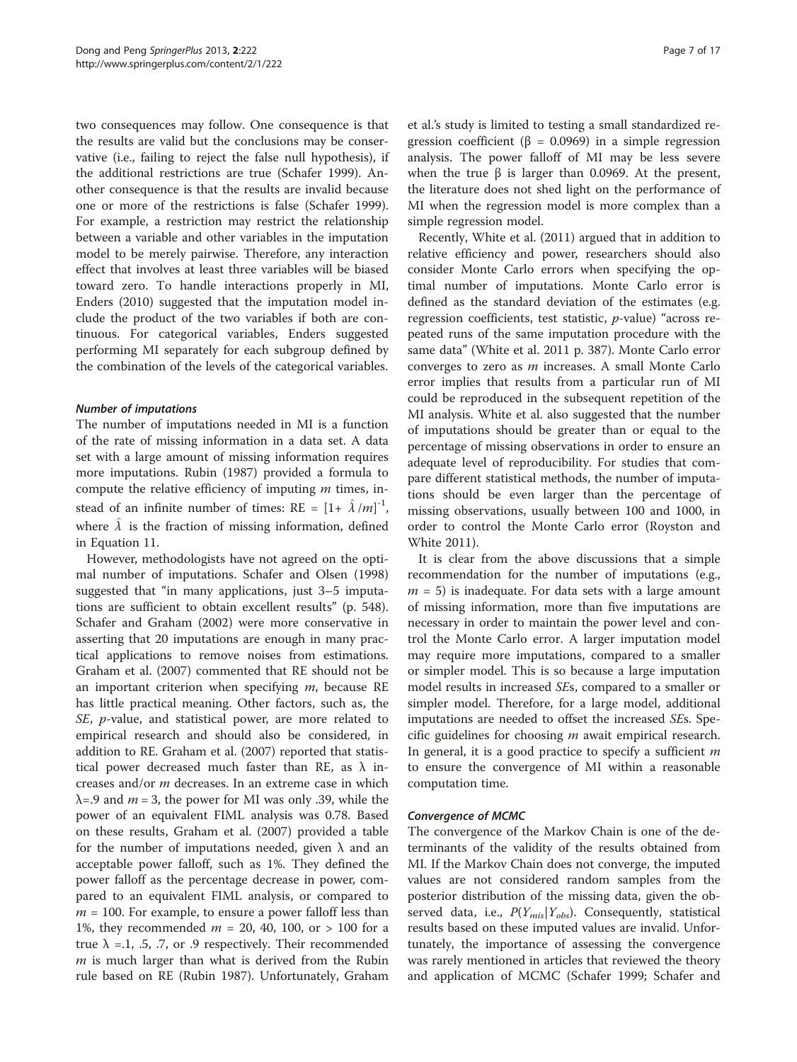two consequences may follow. One consequence is that the results are valid but the conclusions may be conservative (i.e., failing to reject the false null hypothesis), if the additional restrictions are true (Schafer 1999). Another consequence is that the results are invalid because one or more of the restrictions is false (Schafer 1999). For example, a restriction may restrict the relationship between a variable and other variables in the imputation model to be merely pairwise. Therefore, any interaction effect that involves at least three variables will be biased toward zero. To handle interactions properly in MI, Enders (2010) suggested that the imputation model include the product of the two variables if both are continuous. For categorical variables, Enders suggested performing MI separately for each subgroup defined by the combination of the levels of the categorical variables.

#### *Number of imputations*

The number of imputations needed in MI is a function of the rate of missing information in a data set. A data set with a large amount of missing information requires more imputations. Rubin (1987) provided a formula to compute the relative efficiency of imputing $m$ times, instead of an infinite number of times: RE = $[1+ \hat{\lambda}/m]^{-1}$, where $\hat{\lambda}$ is the fraction of missing information, defined in Equation 11.

However, methodologists have not agreed on the optimal number of imputations. Schafer and Olsen (1998) suggested that "in many applications, just 3–5 imputations are sufficient to obtain excellent results" (p. 548). Schafer and Graham (2002) were more conservative in asserting that 20 imputations are enough in many practical applications to remove noises from estimations. Graham et al. (2007) commented that RE should not be an important criterion when specifying $m$, because RE has little practical meaning. Other factors, such as, the *SE*, *p*-value, and statistical power, are more related to empirical research and should also be considered, in addition to RE. Graham et al. (2007) reported that statistical power decreased much faster than RE, as $\lambda$ increases and/or $m$ decreases. In an extreme case in which $\lambda$=.9 and $m$ = 3, the power for MI was only .39, while the power of an equivalent FIML analysis was 0.78. Based on these results, Graham et al. (2007) provided a table for the number of imputations needed, given $\lambda$ and an acceptable power falloff, such as 1%. They defined the power falloff as the percentage decrease in power, compared to an equivalent FIML analysis, or compared to $m$ = 100. For example, to ensure a power falloff less than 1%, they recommended $m$ = 20, 40, 100, or > 100 for a true $\lambda$ =.1, .5, .7, or .9 respectively. Their recommended $m$ is much larger than what is derived from the Rubin rule based on RE (Rubin 1987). Unfortunately, Graham et al.'s study is limited to testing a small standardized regression coefficient ($\beta$ = 0.0969) in a simple regression analysis. The power falloff of MI may be less severe when the true $\beta$ is larger than 0.0969. At the present, the literature does not shed light on the performance of MI when the regression model is more complex than a simple regression model.

Recently, White et al. (2011) argued that in addition to relative efficiency and power, researchers should also consider Monte Carlo errors when specifying the optimal number of imputations. Monte Carlo error is defined as the standard deviation of the estimates (e.g. regression coefficients, test statistic, *p*-value) "across repeated runs of the same imputation procedure with the same data" (White et al. 2011 p. 387). Monte Carlo error converges to zero as $m$ increases. A small Monte Carlo error implies that results from a particular run of MI could be reproduced in the subsequent repetition of the MI analysis. White et al. also suggested that the number of imputations should be greater than or equal to the percentage of missing observations in order to ensure an adequate level of reproducibility. For studies that compare different statistical methods, the number of imputations should be even larger than the percentage of missing observations, usually between 100 and 1000, in order to control the Monte Carlo error (Royston and White 2011).

It is clear from the above discussions that a simple recommendation for the number of imputations (e.g., $m$ = 5) is inadequate. For data sets with a large amount of missing information, more than five imputations are necessary in order to maintain the power level and control the Monte Carlo error. A larger imputation model may require more imputations, compared to a smaller or simpler model. This is so because a large imputation model results in increased *SE*s, compared to a smaller or simpler model. Therefore, for a large model, additional imputations are needed to offset the increased *SE*s. Specific guidelines for choosing $m$ await empirical research. In general, it is a good practice to specify a sufficient $m$ to ensure the convergence of MI within a reasonable computation time.

#### *Convergence of MCMC*

The convergence of the Markov Chain is one of the determinants of the validity of the results obtained from MI. If the Markov Chain does not converge, the imputed values are not considered random samples from the posterior distribution of the missing data, given the observed data, i.e., $P(Y_{mis}|Y_{obs})$. Consequently, statistical results based on these imputed values are invalid. Unfortunately, the importance of assessing the convergence was rarely mentioned in articles that reviewed the theory and application of MCMC (Schafer 1999; Schafer and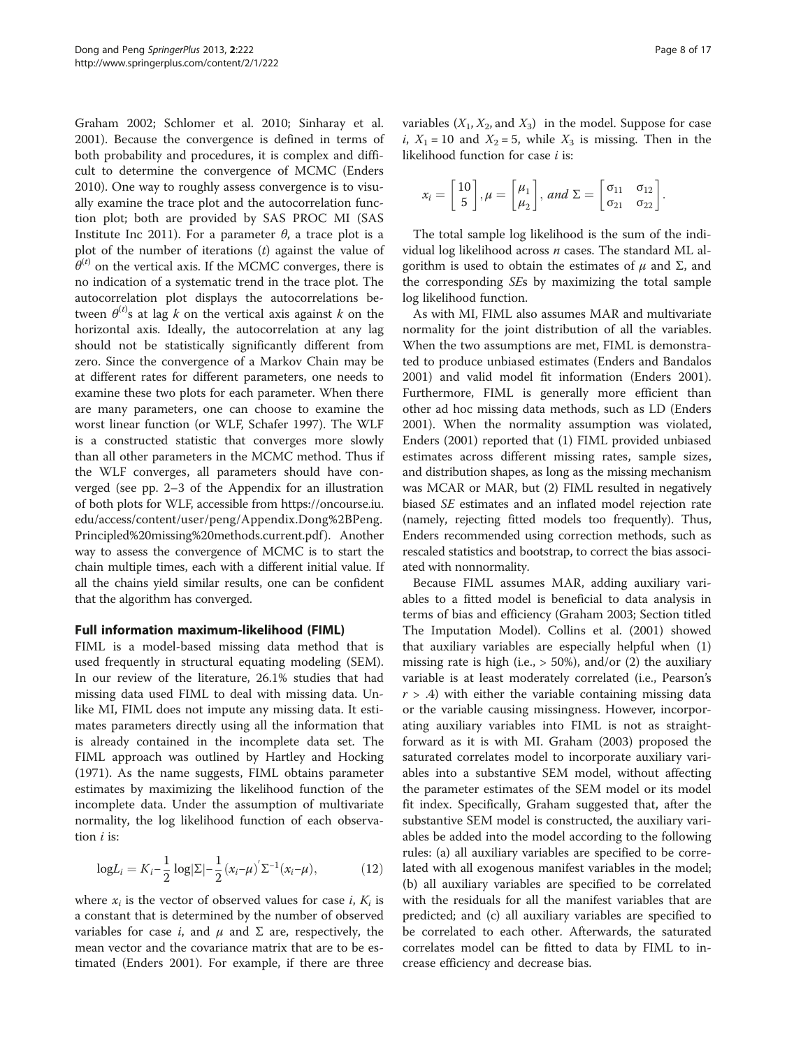Graham 2002; Schlomer et al. 2010; Sinharay et al. 2001). Because the convergence is defined in terms of both probability and procedures, it is complex and difficult to determine the convergence of MCMC (Enders 2010). One way to roughly assess convergence is to visually examine the trace plot and the autocorrelation function plot; both are provided by SAS PROC MI (SAS Institute Inc 2011). For a parameter $\theta$, a trace plot is a plot of the number of iterations ($t$) against the value of $\theta^{(t)}$ on the vertical axis. If the MCMC converges, there is no indication of a systematic trend in the trace plot. The autocorrelation plot displays the autocorrelations between $\theta^{(t)}$s at lag $k$ on the vertical axis against $k$ on the horizontal axis. Ideally, the autocorrelation at any lag should not be statistically significantly different from zero. Since the convergence of a Markov Chain may be at different rates for different parameters, one needs to examine these two plots for each parameter. When there are many parameters, one can choose to examine the worst linear function (or WLF, Schafer 1997). The WLF is a constructed statistic that converges more slowly than all other parameters in the MCMC method. Thus if the WLF converges, all parameters should have converged (see pp. 2–3 of the Appendix for an illustration of both plots for WLF, accessible from https://oncourse.iu.edu/access/content/user/peng/Appendix.Dong%2BPeng.Principled%20missing%20methods.current.pdf). Another way to assess the convergence of MCMC is to start the chain multiple times, each with a different initial value. If all the chains yield similar results, one can be confident that the algorithm has converged.

## Full information maximum-likelihood (FIML)

FIML is a model-based missing data method that is used frequently in structural equating modeling (SEM). In our review of the literature, 26.1% studies that had missing data used FIML to deal with missing data. Unlike MI, FIML does not impute any missing data. It estimates parameters directly using all the information that is already contained in the incomplete data set. The FIML approach was outlined by Hartley and Hocking (1971). As the name suggests, FIML obtains parameter estimates by maximizing the likelihood function of the incomplete data. Under the assumption of multivariate normality, the log likelihood function of each observation $i$ is:

$$\log L_i = K_i - \frac{1}{2}\log|\Sigma| - \frac{1}{2}(x_i - \mu)^{'}\Sigma^{-1}(x_i - \mu), \tag{12}$$

where $x_i$ is the vector of observed values for case $i$, $K_i$ is a constant that is determined by the number of observed variables for case $i$, and $\mu$ and $\Sigma$ are, respectively, the mean vector and the covariance matrix that are to be estimated (Enders 2001). For example, if there are three variables ($X_1$, $X_2$, and $X_3$) in the model. Suppose for case $i$, $X_1 = 10$ and $X_2 = 5$, while $X_3$ is missing. Then in the likelihood function for case $i$ is:

$$x_i = \begin{bmatrix} 10 \\ 5 \end{bmatrix}, \mu = \begin{bmatrix} \mu_1 \\ \mu_2 \end{bmatrix}, \textit{ and } \Sigma = \begin{bmatrix} \sigma_{11} & \sigma_{12} \\ \sigma_{21} & \sigma_{22} \end{bmatrix}.$$

The total sample log likelihood is the sum of the individual log likelihood across $n$ cases. The standard ML algorithm is used to obtain the estimates of $\mu$ and $\Sigma$, and the corresponding *SE*s by maximizing the total sample log likelihood function.

As with MI, FIML also assumes MAR and multivariate normality for the joint distribution of all the variables. When the two assumptions are met, FIML is demonstrated to produce unbiased estimates (Enders and Bandalos 2001) and valid model fit information (Enders 2001). Furthermore, FIML is generally more efficient than other ad hoc missing data methods, such as LD (Enders 2001). When the normality assumption was violated, Enders (2001) reported that (1) FIML provided unbiased estimates across different missing rates, sample sizes, and distribution shapes, as long as the missing mechanism was MCAR or MAR, but (2) FIML resulted in negatively biased *SE* estimates and an inflated model rejection rate (namely, rejecting fitted models too frequently). Thus, Enders recommended using correction methods, such as rescaled statistics and bootstrap, to correct the bias associated with nonnormality.

Because FIML assumes MAR, adding auxiliary variables to a fitted model is beneficial to data analysis in terms of bias and efficiency (Graham 2003; Section titled The Imputation Model). Collins et al. (2001) showed that auxiliary variables are especially helpful when (1) missing rate is high (i.e., > 50%), and/or (2) the auxiliary variable is at least moderately correlated (i.e., Pearson's $r$ > .4) with either the variable containing missing data or the variable causing missingness. However, incorporating auxiliary variables into FIML is not as straightforward as it is with MI. Graham (2003) proposed the saturated correlates model to incorporate auxiliary variables into a substantive SEM model, without affecting the parameter estimates of the SEM model or its model fit index. Specifically, Graham suggested that, after the substantive SEM model is constructed, the auxiliary variables be added into the model according to the following rules: (a) all auxiliary variables are specified to be correlated with all exogenous manifest variables in the model; (b) all auxiliary variables are specified to be correlated with the residuals for all the manifest variables that are predicted; and (c) all auxiliary variables are specified to be correlated to each other. Afterwards, the saturated correlates model can be fitted to data by FIML to increase efficiency and decrease bias.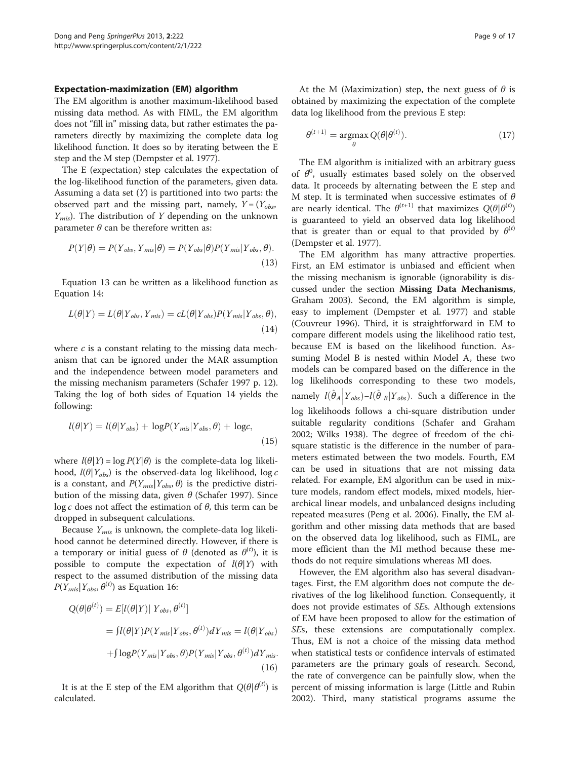### Expectation-maximization (EM) algorithm

The EM algorithm is another maximum-likelihood based missing data method. As with FIML, the EM algorithm does not "fill in" missing data, but rather estimates the parameters directly by maximizing the complete data log likelihood function. It does so by iterating between the E step and the M step (Dempster et al. 1977).

The E (expectation) step calculates the expectation of the log-likelihood function of the parameters, given data. Assuming a data set ($Y$) is partitioned into two parts: the observed part and the missing part, namely, $Y = (Y_{obs}, Y_{mis})$. The distribution of $Y$ depending on the unknown parameter $\theta$ can be therefore written as:

$$P(Y|\theta) = P(Y_{obs}, Y_{mis}|\theta) = P(Y_{obs}|\theta)P(Y_{mis}|Y_{obs}, \theta). \tag{13}$$

Equation 13 can be written as a likelihood function as Equation 14:

$$L(\theta|Y) = L(\theta|Y_{obs}, Y_{mis}) = cL(\theta|Y_{obs})P(Y_{mis}|Y_{obs}, \theta), \tag{14}$$

where $c$ is a constant relating to the missing data mechanism that can be ignored under the MAR assumption and the independence between model parameters and the missing mechanism parameters (Schafer 1997 p. 12). Taking the log of both sides of Equation 14 yields the following:

$$l(\theta|Y) = l(\theta|Y_{obs}) + \log P(Y_{mis}|Y_{obs}, \theta) + \log c, \tag{15}$$

where $l(\theta|Y) = \log P(Y|\theta)$ is the complete-data log likelihood, $l(\theta|Y_{obs})$ is the observed-data log likelihood, $\log c$ is a constant, and $P(Y_{mis}|Y_{obs}, \theta)$ is the predictive distribution of the missing data, given $\theta$ (Schafer 1997). Since $\log c$ does not affect the estimation of $\theta$, this term can be dropped in subsequent calculations.

Because $Y_{mis}$ is unknown, the complete-data log likelihood cannot be determined directly. However, if there is a temporary or initial guess of $\theta$ (denoted as $\theta^{(t)}$), it is possible to compute the expectation of $l(\theta|Y)$ with respect to the assumed distribution of the missing data $P(Y_{mis}|Y_{obs}, \theta^{(t)})$ as Equation 16:

$$\begin{aligned} Q(\theta|\theta^{(t)}) &= E[l(\theta|Y)|\; Y_{obs}, \theta^{(t)}] \\ &= \int l(\theta|Y)P(Y_{mis}|Y_{obs}, \theta^{(t)})dY_{mis} = l(\theta|Y_{obs}) \\ &+ \int \log P(Y_{mis}|Y_{obs}, \theta)P(Y_{mis}|Y_{obs}, \theta^{(t)})dY_{mis}. \end{aligned} \tag{16}$$

It is at the E step of the EM algorithm that $Q(\theta|\theta^{(t)})$ is calculated.

At the M (Maximization) step, the next guess of $\theta$ is obtained by maximizing the expectation of the complete data log likelihood from the previous E step:

$$\theta^{(t+1)} = \underset{\theta}{\operatorname{argmax}}\, Q(\theta|\theta^{(t)}). \tag{17}$$

The EM algorithm is initialized with an arbitrary guess of $\theta^0$, usually estimates based solely on the observed data. It proceeds by alternating between the E step and M step. It is terminated when successive estimates of $\theta$ are nearly identical. The $\theta^{(t+1)}$ that maximizes $Q(\theta|\theta^{(t)})$ is guaranteed to yield an observed data log likelihood that is greater than or equal to that provided by $\theta^{(t)}$ (Dempster et al. 1977).

The EM algorithm has many attractive properties. First, an EM estimator is unbiased and efficient when the missing mechanism is ignorable (ignorability is discussed under the section **Missing Data Mechanisms**, Graham 2003). Second, the EM algorithm is simple, easy to implement (Dempster et al. 1977) and stable (Couvreur 1996). Third, it is straightforward in EM to compare different models using the likelihood ratio test, because EM is based on the likelihood function. Assuming Model B is nested within Model A, these two models can be compared based on the difference in the log likelihoods corresponding to these two models, namely $l(\hat{\theta}_A|Y_{obs}) - l(\hat{\theta}_B|Y_{obs})$. Such a difference in the log likelihoods follows a chi-square distribution under suitable regularity conditions (Schafer and Graham 2002; Wilks 1938). The degree of freedom of the chi-square statistic is the difference in the number of parameters estimated between the two models. Fourth, EM can be used in situations that are not missing data related. For example, EM algorithm can be used in mixture models, random effect models, mixed models, hierarchical linear models, and unbalanced designs including repeated measures (Peng et al. 2006). Finally, the EM algorithm and other missing data methods that are based on the observed data log likelihood, such as FIML, are more efficient than the MI method because these methods do not require simulations whereas MI does.

However, the EM algorithm also has several disadvantages. First, the EM algorithm does not compute the derivatives of the log likelihood function. Consequently, it does not provide estimates of *SE*s. Although extensions of EM have been proposed to allow for the estimation of *SE*s, these extensions are computationally complex. Thus, EM is not a choice of the missing data method when statistical tests or confidence intervals of estimated parameters are the primary goals of research. Second, the rate of convergence can be painfully slow, when the percent of missing information is large (Little and Rubin 2002). Third, many statistical programs assume the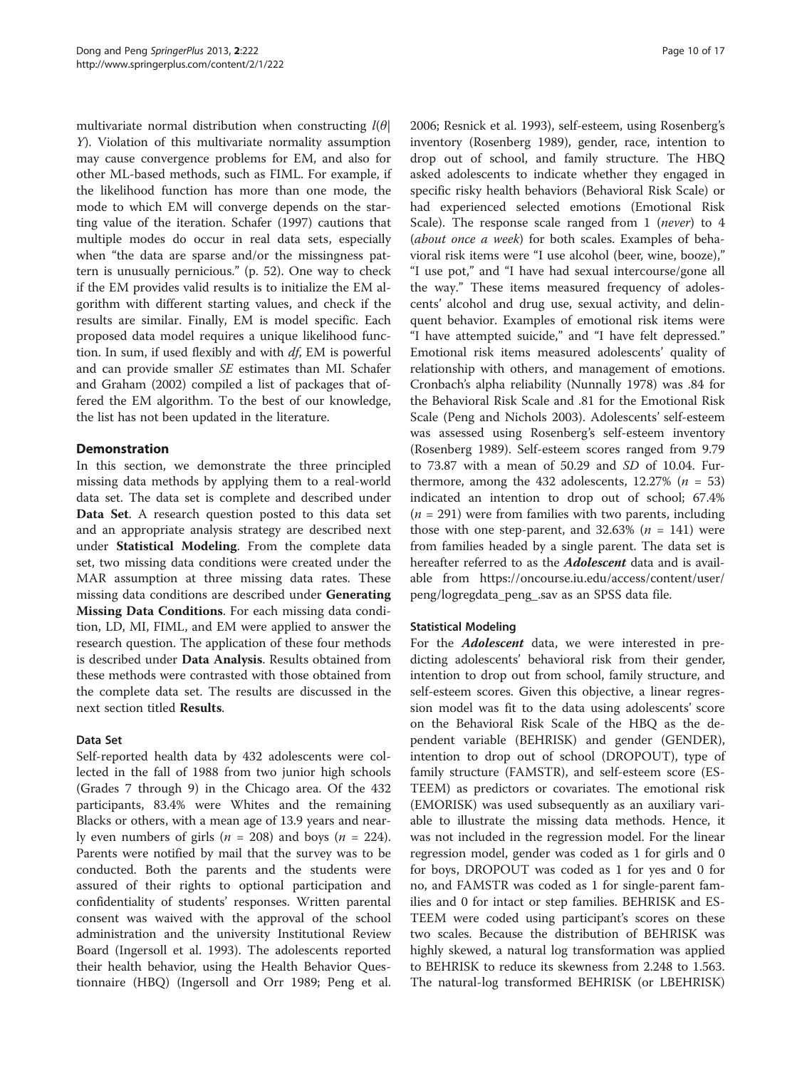multivariate normal distribution when constructing $l(\theta|Y)$. Violation of this multivariate normality assumption may cause convergence problems for EM, and also for other ML-based methods, such as FIML. For example, if the likelihood function has more than one mode, the mode to which EM will converge depends on the starting value of the iteration. Schafer (1997) cautions that multiple modes do occur in real data sets, especially when "the data are sparse and/or the missingness pattern is unusually pernicious." (p. 52). One way to check if the EM provides valid results is to initialize the EM algorithm with different starting values, and check if the results are similar. Finally, EM is model specific. Each proposed data model requires a unique likelihood function. In sum, if used flexibly and with *df*, EM is powerful and can provide smaller *SE* estimates than MI. Schafer and Graham (2002) compiled a list of packages that offered the EM algorithm. To the best of our knowledge, the list has not been updated in the literature.

## Demonstration

In this section, we demonstrate the three principled missing data methods by applying them to a real-world data set. The data set is complete and described under **Data Set**. A research question posted to this data set and an appropriate analysis strategy are described next under **Statistical Modeling**. From the complete data set, two missing data conditions were created under the MAR assumption at three missing data rates. These missing data conditions are described under **Generating Missing Data Conditions**. For each missing data condition, LD, MI, FIML, and EM were applied to answer the research question. The application of these four methods is described under **Data Analysis**. Results obtained from these methods were contrasted with those obtained from the complete data set. The results are discussed in the next section titled **Results**.

### Data Set

Self-reported health data by 432 adolescents were collected in the fall of 1988 from two junior high schools (Grades 7 through 9) in the Chicago area. Of the 432 participants, 83.4% were Whites and the remaining Blacks or others, with a mean age of 13.9 years and nearly even numbers of girls ($n$ = 208) and boys ($n$ = 224). Parents were notified by mail that the survey was to be conducted. Both the parents and the students were assured of their rights to optional participation and confidentiality of students' responses. Written parental consent was waived with the approval of the school administration and the university Institutional Review Board (Ingersoll et al. 1993). The adolescents reported their health behavior, using the Health Behavior Questionnaire (HBQ) (Ingersoll and Orr 1989; Peng et al. 2006; Resnick et al. 1993), self-esteem, using Rosenberg's inventory (Rosenberg 1989), gender, race, intention to drop out of school, and family structure. The HBQ asked adolescents to indicate whether they engaged in specific risky health behaviors (Behavioral Risk Scale) or had experienced selected emotions (Emotional Risk Scale). The response scale ranged from 1 (*never*) to 4 (*about once a week*) for both scales. Examples of behavioral risk items were "I use alcohol (beer, wine, booze)," "I use pot," and "I have had sexual intercourse/gone all the way." These items measured frequency of adolescents' alcohol and drug use, sexual activity, and delinquent behavior. Examples of emotional risk items were "I have attempted suicide," and "I have felt depressed." Emotional risk items measured adolescents' quality of relationship with others, and management of emotions. Cronbach's alpha reliability (Nunnally 1978) was .84 for the Behavioral Risk Scale and .81 for the Emotional Risk Scale (Peng and Nichols 2003). Adolescents' self-esteem was assessed using Rosenberg's self-esteem inventory (Rosenberg 1989). Self-esteem scores ranged from 9.79 to 73.87 with a mean of 50.29 and *SD* of 10.04. Furthermore, among the 432 adolescents, 12.27% ($n$ = 53) indicated an intention to drop out of school; 67.4% ($n$ = 291) were from families with two parents, including those with one step-parent, and 32.63% ($n$ = 141) were from families headed by a single parent. The data set is hereafter referred to as the ***Adolescent*** data and is available from https://oncourse.iu.edu/access/content/user/peng/logregdata_peng_.sav as an SPSS data file.

### Statistical Modeling

For the ***Adolescent*** data, we were interested in predicting adolescents' behavioral risk from their gender, intention to drop out from school, family structure, and self-esteem scores. Given this objective, a linear regression model was fit to the data using adolescents' score on the Behavioral Risk Scale of the HBQ as the dependent variable (BEHRISK) and gender (GENDER), intention to drop out of school (DROPOUT), type of family structure (FAMSTR), and self-esteem score (ESTEEM) as predictors or covariates. The emotional risk (EMORISK) was used subsequently as an auxiliary variable to illustrate the missing data methods. Hence, it was not included in the regression model. For the linear regression model, gender was coded as 1 for girls and 0 for boys, DROPOUT was coded as 1 for yes and 0 for no, and FAMSTR was coded as 1 for single-parent families and 0 for intact or step families. BEHRISK and ESTEEM were coded using participant's scores on these two scales. Because the distribution of BEHRISK was highly skewed, a natural log transformation was applied to BEHRISK to reduce its skewness from 2.248 to 1.563. The natural-log transformed BEHRISK (or LBEHRISK)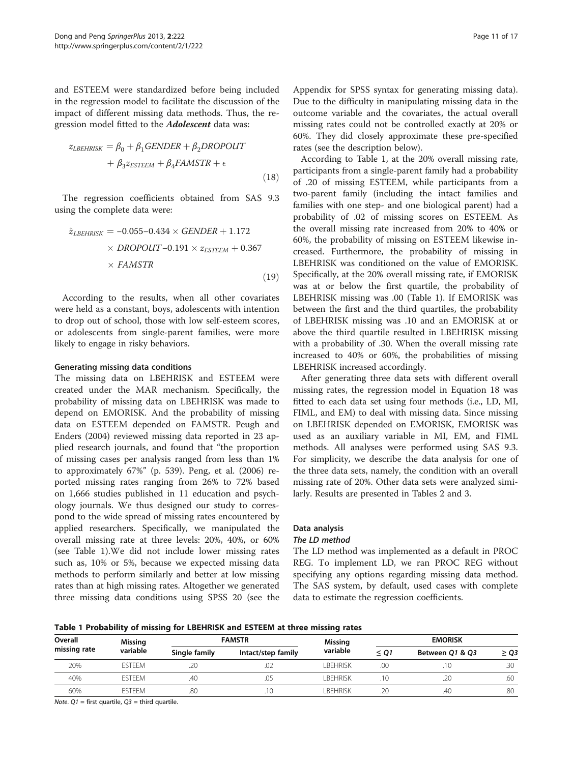and ESTEEM were standardized before being included in the regression model to facilitate the discussion of the impact of different missing data methods. Thus, the regression model fitted to the ***Adolescent*** data was:

$$z_{LBEHRISK} = \beta_0 + \beta_1 GENDER + \beta_2 DROPOUT + \beta_3 z_{ESTEEM} + \beta_4 FAMSTR + \epsilon \tag{18}$$

The regression coefficients obtained from SAS 9.3 using the complete data were:

$$\hat{z}_{LBEHRISK} = -0.055 - 0.434 \times GENDER + 1.172 \times DROPOUT - 0.191 \times z_{ESTEEM} + 0.367 \times FAMSTR \tag{19}$$

According to the results, when all other covariates were held as a constant, boys, adolescents with intention to drop out of school, those with low self-esteem scores, or adolescents from single-parent families, were more likely to engage in risky behaviors.

#### Generating missing data conditions

The missing data on LBEHRISK and ESTEEM were created under the MAR mechanism. Specifically, the probability of missing data on LBEHRISK was made to depend on EMORISK. And the probability of missing data on ESTEEM depended on FAMSTR. Peugh and Enders (2004) reviewed missing data reported in 23 applied research journals, and found that "the proportion of missing cases per analysis ranged from less than 1% to approximately 67%" (p. 539). Peng, et al. (2006) reported missing rates ranging from 26% to 72% based on 1,666 studies published in 11 education and psychology journals. We thus designed our study to correspond to the wide spread of missing rates encountered by applied researchers. Specifically, we manipulated the overall missing rate at three levels: 20%, 40%, or 60% (see Table 1).We did not include lower missing rates such as, 10% or 5%, because we expected missing data methods to perform similarly and better at low missing rates than at high missing rates. Altogether we generated three missing data conditions using SPSS 20 (see the Appendix for SPSS syntax for generating missing data). Due to the difficulty in manipulating missing data in the outcome variable and the covariates, the actual overall missing rates could not be controlled exactly at 20% or 60%. They did closely approximate these pre-specified rates (see the description below).

According to Table 1, at the 20% overall missing rate, participants from a single-parent family had a probability of .20 of missing ESTEEM, while participants from a two-parent family (including the intact families and families with one step- and one biological parent) had a probability of .02 of missing scores on ESTEEM. As the overall missing rate increased from 20% to 40% or 60%, the probability of missing on ESTEEM likewise increased. Furthermore, the probability of missing in LBEHRISK was conditioned on the value of EMORISK. Specifically, at the 20% overall missing rate, if EMORISK was at or below the first quartile, the probability of LBEHRISK missing was .00 (Table 1). If EMORISK was between the first and the third quartiles, the probability of LBEHRISK missing was .10 and an EMORISK at or above the third quartile resulted in LBEHRISK missing with a probability of .30. When the overall missing rate increased to 40% or 60%, the probabilities of missing LBEHRISK increased accordingly.

After generating three data sets with different overall missing rates, the regression model in Equation 18 was fitted to each data set using four methods (i.e., LD, MI, FIML, and EM) to deal with missing data. Since missing on LBEHRISK depended on EMORISK, EMORISK was used as an auxiliary variable in MI, EM, and FIML methods. All analyses were performed using SAS 9.3. For simplicity, we describe the data analysis for one of the three data sets, namely, the condition with an overall missing rate of 20%. Other data sets were analyzed similarly. Results are presented in Tables 2 and 3.

### Data analysis

#### *The LD method*

The LD method was implemented as a default in PROC REG. To implement LD, we ran PROC REG without specifying any options regarding missing data method. The SAS system, by default, used cases with complete data to estimate the regression coefficients.

**Table 1 Probability of missing for LBEHRISK and ESTEEM at three missing rates**

| Overall missing rate | Missing variable | FAMSTR | | Missing variable | EMORISK | | |
|---|---|---|---|---|---|---|---|
| | | Single family | Intact/step family | | *≤ Q1* | Between *Q1* & *Q3* | *≥ Q3* |
| 20% | ESTEEM | .20 | .02 | LBEHRISK | .00 | .10 | .30 |
| 40% | ESTEEM | .40 | .05 | LBEHRISK | .10 | .20 | .60 |
| 60% | ESTEEM | .80 | .10 | LBEHRISK | .20 | .40 | .80 |

*Note. Q1* = first quartile, *Q3* = third quartile.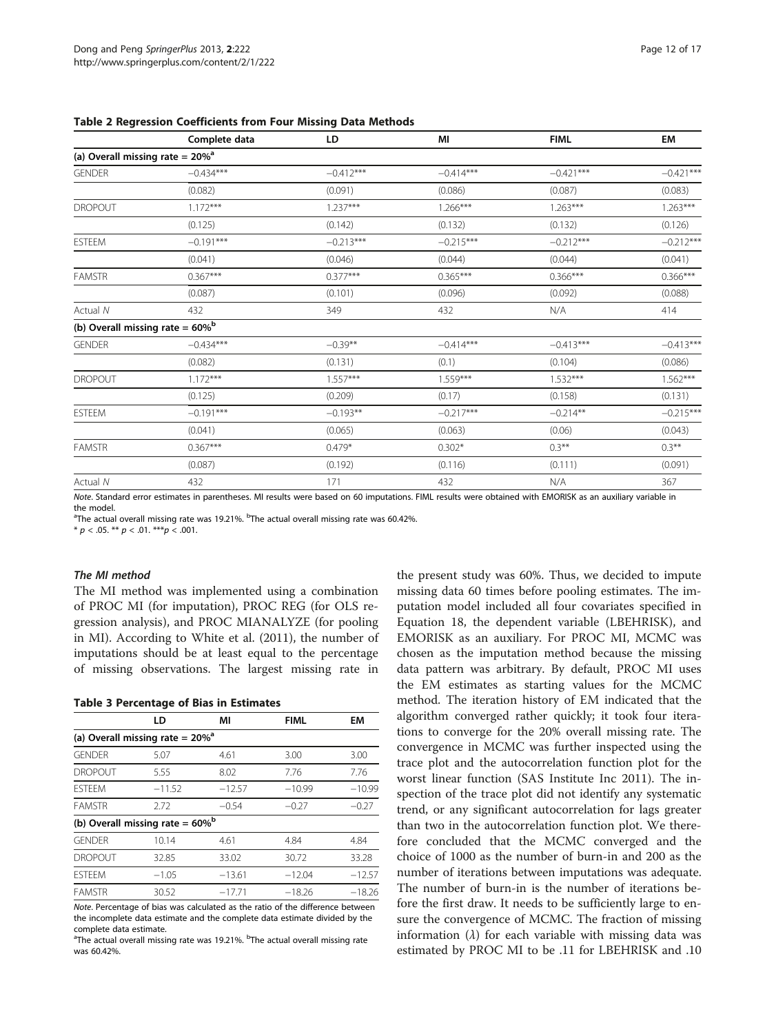**Table 2 Regression Coefficients from Four Missing Data Methods**

| | Complete data | LD | MI | FIML | EM |
|---|---|---|---|---|---|
| **(a) Overall missing rate = 20%[a]** | | | | | |
| GENDER | −0.434*** | −0.412*** | −0.414*** | −0.421*** | −0.421*** |
| | (0.082) | (0.091) | (0.086) | (0.087) | (0.083) |
| DROPOUT | 1.172*** | 1.237*** | 1.266*** | 1.263*** | 1.263*** |
| | (0.125) | (0.142) | (0.132) | (0.132) | (0.126) |
| ESTEEM | −0.191*** | −0.213*** | −0.215*** | −0.212*** | −0.212*** |
| | (0.041) | (0.046) | (0.044) | (0.044) | (0.041) |
| FAMSTR | 0.367*** | 0.377*** | 0.365*** | 0.366*** | 0.366*** |
| | (0.087) | (0.101) | (0.096) | (0.092) | (0.088) |
| Actual *N* | 432 | 349 | 432 | N/A | 414 |
| **(b) Overall missing rate = 60%[b]** | | | | | |
| GENDER | −0.434*** | −0.39** | −0.414*** | −0.413*** | −0.413*** |
| | (0.082) | (0.131) | (0.1) | (0.104) | (0.086) |
| DROPOUT | 1.172*** | 1.557*** | 1.559*** | 1.532*** | 1.562*** |
| | (0.125) | (0.209) | (0.17) | (0.158) | (0.131) |
| ESTEEM | −0.191*** | −0.193** | −0.217*** | −0.214** | −0.215*** |
| | (0.041) | (0.065) | (0.063) | (0.06) | (0.043) |
| FAMSTR | 0.367*** | 0.479* | 0.302* | 0.3** | 0.3** |
| | (0.087) | (0.192) | (0.116) | (0.111) | (0.091) |
| Actual *N* | 432 | 171 | 432 | N/A | 367 |

*Note*. Standard error estimates in parentheses. MI results were based on 60 imputations. FIML results were obtained with EMORISK as an auxiliary variable in the model.
[a]The actual overall missing rate was 19.21%. [b]The actual overall missing rate was 60.42%.
* $p < .05$. ** $p < .01$. *** $p < .001$.

### *The MI method*

The MI method was implemented using a combination of PROC MI (for imputation), PROC REG (for OLS regression analysis), and PROC MIANALYZE (for pooling in MI). According to White et al. (2011), the number of imputations should be at least equal to the percentage of missing observations. The largest missing rate in the present study was 60%. Thus, we decided to impute missing data 60 times before pooling estimates. The imputation model included all four covariates specified in Equation 18, the dependent variable (LBEHRISK), and EMORISK as an auxiliary. For PROC MI, MCMC was chosen as the imputation method because the missing data pattern was arbitrary. By default, PROC MI uses the EM estimates as starting values for the MCMC method. The iteration history of EM indicated that the algorithm converged rather quickly; it took four iterations to converge for the 20% overall missing rate. The convergence in MCMC was further inspected using the trace plot and the autocorrelation function plot for the worst linear function (SAS Institute Inc 2011). The inspection of the trace plot did not identify any systematic trend, or any significant autocorrelation for lags greater than two in the autocorrelation function plot. We therefore concluded that the MCMC converged and the choice of 1000 as the number of burn-in and 200 as the number of iterations between imputations was adequate. The number of burn-in is the number of iterations before the first draw. It needs to be sufficiently large to ensure the convergence of MCMC. The fraction of missing information ($\lambda$) for each variable with missing data was estimated by PROC MI to be .11 for LBEHRISK and .10

**Table 3 Percentage of Bias in Estimates**

| | LD | MI | FIML | EM |
|---|---|---|---|---|
| **(a) Overall missing rate = 20%[a]** | | | | |
| GENDER | 5.07 | 4.61 | 3.00 | 3.00 |
| DROPOUT | 5.55 | 8.02 | 7.76 | 7.76 |
| ESTEEM | −11.52 | −12.57 | −10.99 | −10.99 |
| FAMSTR | 2.72 | −0.54 | −0.27 | −0.27 |
| **(b) Overall missing rate = 60%[b]** | | | | |
| GENDER | 10.14 | 4.61 | 4.84 | 4.84 |
| DROPOUT | 32.85 | 33.02 | 30.72 | 33.28 |
| ESTEEM | −1.05 | −13.61 | −12.04 | −12.57 |
| FAMSTR | 30.52 | −17.71 | −18.26 | −18.26 |

*Note*. Percentage of bias was calculated as the ratio of the difference between the incomplete data estimate and the complete data estimate divided by the complete data estimate.
[a]The actual overall missing rate was 19.21%. [b]The actual overall missing rate was 60.42%.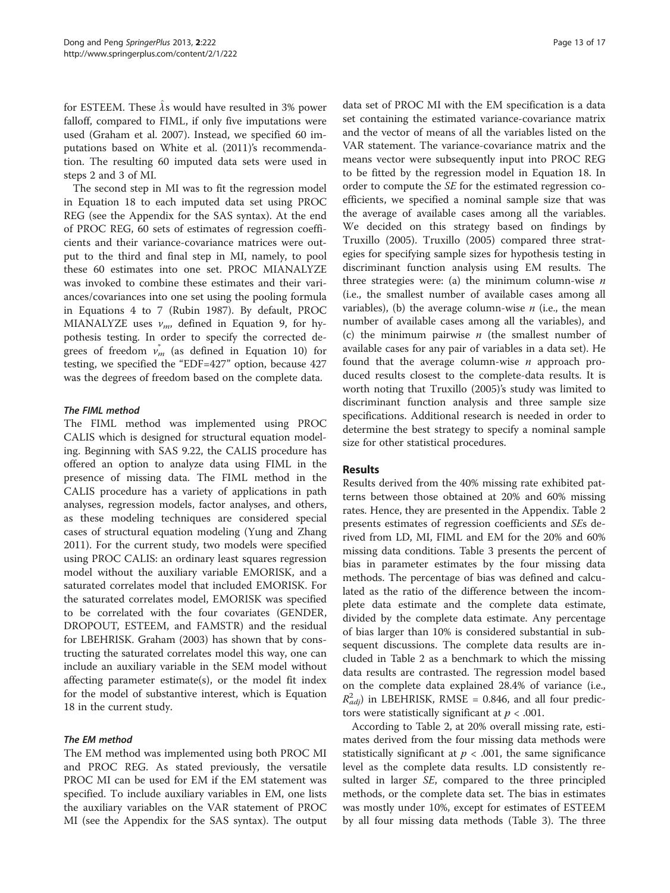for ESTEEM. These $\hat{\lambda}$s would have resulted in 3% power falloff, compared to FIML, if only five imputations were used (Graham et al. 2007). Instead, we specified 60 imputations based on White et al. (2011)'s recommendation. The resulting 60 imputed data sets were used in steps 2 and 3 of MI.

The second step in MI was to fit the regression model in Equation 18 to each imputed data set using PROC REG (see the Appendix for the SAS syntax). At the end of PROC REG, 60 sets of estimates of regression coefficients and their variance-covariance matrices were output to the third and final step in MI, namely, to pool these 60 estimates into one set. PROC MIANALYZE was invoked to combine these estimates and their variances/covariances into one set using the pooling formula in Equations 4 to 7 (Rubin 1987). By default, PROC MIANALYZE uses $v_m$, defined in Equation 9, for hypothesis testing. In order to specify the corrected degrees of freedom $v_m^*$ (as defined in Equation 10) for testing, we specified the "EDF=427" option, because 427 was the degrees of freedom based on the complete data.

### *The FIML method*

The FIML method was implemented using PROC CALIS which is designed for structural equation modeling. Beginning with SAS 9.22, the CALIS procedure has offered an option to analyze data using FIML in the presence of missing data. The FIML method in the CALIS procedure has a variety of applications in path analyses, regression models, factor analyses, and others, as these modeling techniques are considered special cases of structural equation modeling (Yung and Zhang 2011). For the current study, two models were specified using PROC CALIS: an ordinary least squares regression model without the auxiliary variable EMORISK, and a saturated correlates model that included EMORISK. For the saturated correlates model, EMORISK was specified to be correlated with the four covariates (GENDER, DROPOUT, ESTEEM, and FAMSTR) and the residual for LBEHRISK. Graham (2003) has shown that by constructing the saturated correlates model this way, one can include an auxiliary variable in the SEM model without affecting parameter estimate(s), or the model fit index for the model of substantive interest, which is Equation 18 in the current study.

### *The EM method*

The EM method was implemented using both PROC MI and PROC REG. As stated previously, the versatile PROC MI can be used for EM if the EM statement was specified. To include auxiliary variables in EM, one lists the auxiliary variables on the VAR statement of PROC MI (see the Appendix for the SAS syntax). The output data set of PROC MI with the EM specification is a data set containing the estimated variance-covariance matrix and the vector of means of all the variables listed on the VAR statement. The variance-covariance matrix and the means vector were subsequently input into PROC REG to be fitted by the regression model in Equation 18. In order to compute the *SE* for the estimated regression coefficients, we specified a nominal sample size that was the average of available cases among all the variables. We decided on this strategy based on findings by Truxillo (2005). Truxillo (2005) compared three strategies for specifying sample sizes for hypothesis testing in discriminant function analysis using EM results. The three strategies were: (a) the minimum column-wise $n$ (i.e., the smallest number of available cases among all variables), (b) the average column-wise $n$ (i.e., the mean number of available cases among all the variables), and (c) the minimum pairwise $n$ (the smallest number of available cases for any pair of variables in a data set). He found that the average column-wise $n$ approach produced results closest to the complete-data results. It is worth noting that Truxillo (2005)'s study was limited to discriminant function analysis and three sample size specifications. Additional research is needed in order to determine the best strategy to specify a nominal sample size for other statistical procedures.

## Results

Results derived from the 40% missing rate exhibited patterns between those obtained at 20% and 60% missing rates. Hence, they are presented in the Appendix. Table 2 presents estimates of regression coefficients and *SE*s derived from LD, MI, FIML and EM for the 20% and 60% missing data conditions. Table 3 presents the percent of bias in parameter estimates by the four missing data methods. The percentage of bias was defined and calculated as the ratio of the difference between the incomplete data estimate and the complete data estimate, divided by the complete data estimate. Any percentage of bias larger than 10% is considered substantial in subsequent discussions. The complete data results are included in Table 2 as a benchmark to which the missing data results are contrasted. The regression model based on the complete data explained 28.4% of variance (i.e., $R^2_{adj}$) in LBEHRISK, RMSE = 0.846, and all four predictors were statistically significant at $p < .001$.

According to Table 2, at 20% overall missing rate, estimates derived from the four missing data methods were statistically significant at $p < .001$, the same significance level as the complete data results. LD consistently resulted in larger *SE*, compared to the three principled methods, or the complete data set. The bias in estimates was mostly under 10%, except for estimates of ESTEEM by all four missing data methods (Table 3). The three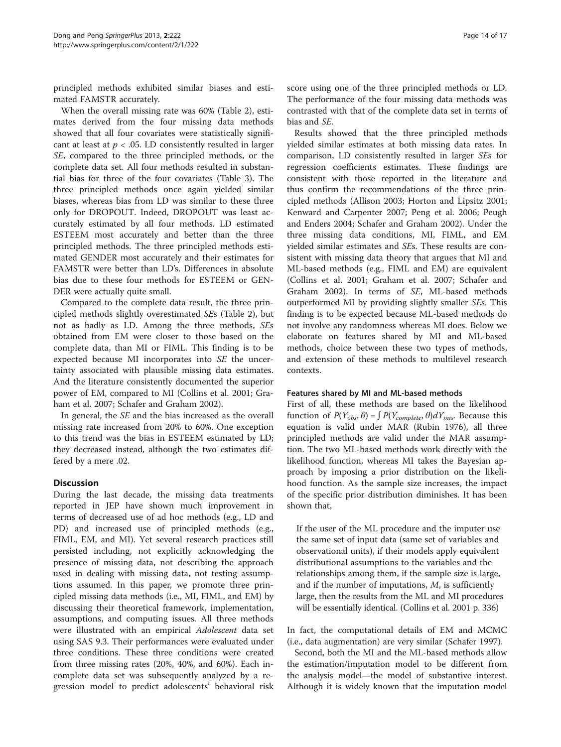principled methods exhibited similar biases and estimated FAMSTR accurately.

When the overall missing rate was 60% (Table 2), estimates derived from the four missing data methods showed that all four covariates were statistically significant at least at $p < .05$. LD consistently resulted in larger *SE*, compared to the three principled methods, or the complete data set. All four methods resulted in substantial bias for three of the four covariates (Table 3). The three principled methods once again yielded similar biases, whereas bias from LD was similar to these three only for DROPOUT. Indeed, DROPOUT was least accurately estimated by all four methods. LD estimated ESTEEM most accurately and better than the three principled methods. The three principled methods estimated GENDER most accurately and their estimates for FAMSTR were better than LD's. Differences in absolute bias due to these four methods for ESTEEM or GENDER were actually quite small.

Compared to the complete data result, the three principled methods slightly overestimated *SE*s (Table 2), but not as badly as LD. Among the three methods, *SE*s obtained from EM were closer to those based on the complete data, than MI or FIML. This finding is to be expected because MI incorporates into *SE* the uncertainty associated with plausible missing data estimates. And the literature consistently documented the superior power of EM, compared to MI (Collins et al. 2001; Graham et al. 2007; Schafer and Graham 2002).

In general, the *SE* and the bias increased as the overall missing rate increased from 20% to 60%. One exception to this trend was the bias in ESTEEM estimated by LD; they decreased instead, although the two estimates differed by a mere .02.

## Discussion

During the last decade, the missing data treatments reported in JEP have shown much improvement in terms of decreased use of ad hoc methods (e.g., LD and PD) and increased use of principled methods (e.g., FIML, EM, and MI). Yet several research practices still persisted including, not explicitly acknowledging the presence of missing data, not describing the approach used in dealing with missing data, not testing assumptions assumed. In this paper, we promote three principled missing data methods (i.e., MI, FIML, and EM) by discussing their theoretical framework, implementation, assumptions, and computing issues. All three methods were illustrated with an empirical *Adolescent* data set using SAS 9.3. Their performances were evaluated under three conditions. These three conditions were created from three missing rates (20%, 40%, and 60%). Each incomplete data set was subsequently analyzed by a regression model to predict adolescents' behavioral risk score using one of the three principled methods or LD. The performance of the four missing data methods was contrasted with that of the complete data set in terms of bias and *SE*.

Results showed that the three principled methods yielded similar estimates at both missing data rates. In comparison, LD consistently resulted in larger *SE*s for regression coefficients estimates. These findings are consistent with those reported in the literature and thus confirm the recommendations of the three principled methods (Allison 2003; Horton and Lipsitz 2001; Kenward and Carpenter 2007; Peng et al. 2006; Peugh and Enders 2004; Schafer and Graham 2002). Under the three missing data conditions, MI, FIML, and EM yielded similar estimates and *SE*s. These results are consistent with missing data theory that argues that MI and ML-based methods (e.g., FIML and EM) are equivalent (Collins et al. 2001; Graham et al. 2007; Schafer and Graham 2002). In terms of *SE*, ML-based methods outperformed MI by providing slightly smaller *SE*s. This finding is to be expected because ML-based methods do not involve any randomness whereas MI does. Below we elaborate on features shared by MI and ML-based methods, choice between these two types of methods, and extension of these methods to multilevel research contexts.

### Features shared by MI and ML-based methods

First of all, these methods are based on the likelihood function of $P(Y_{obs}, \theta) = \int P(Y_{complete}, \theta)dY_{mis}$. Because this equation is valid under MAR (Rubin 1976), all three principled methods are valid under the MAR assumption. The two ML-based methods work directly with the likelihood function, whereas MI takes the Bayesian approach by imposing a prior distribution on the likelihood function. As the sample size increases, the impact of the specific prior distribution diminishes. It has been shown that,

> If the user of the ML procedure and the imputer use the same set of input data (same set of variables and observational units), if their models apply equivalent distributional assumptions to the variables and the relationships among them, if the sample size is large, and if the number of imputations, *M*, is sufficiently large, then the results from the ML and MI procedures will be essentially identical. (Collins et al. 2001 p. 336)

In fact, the computational details of EM and MCMC (i.e., data augmentation) are very similar (Schafer 1997).

Second, both the MI and the ML-based methods allow the estimation/imputation model to be different from the analysis model—the model of substantive interest. Although it is widely known that the imputation model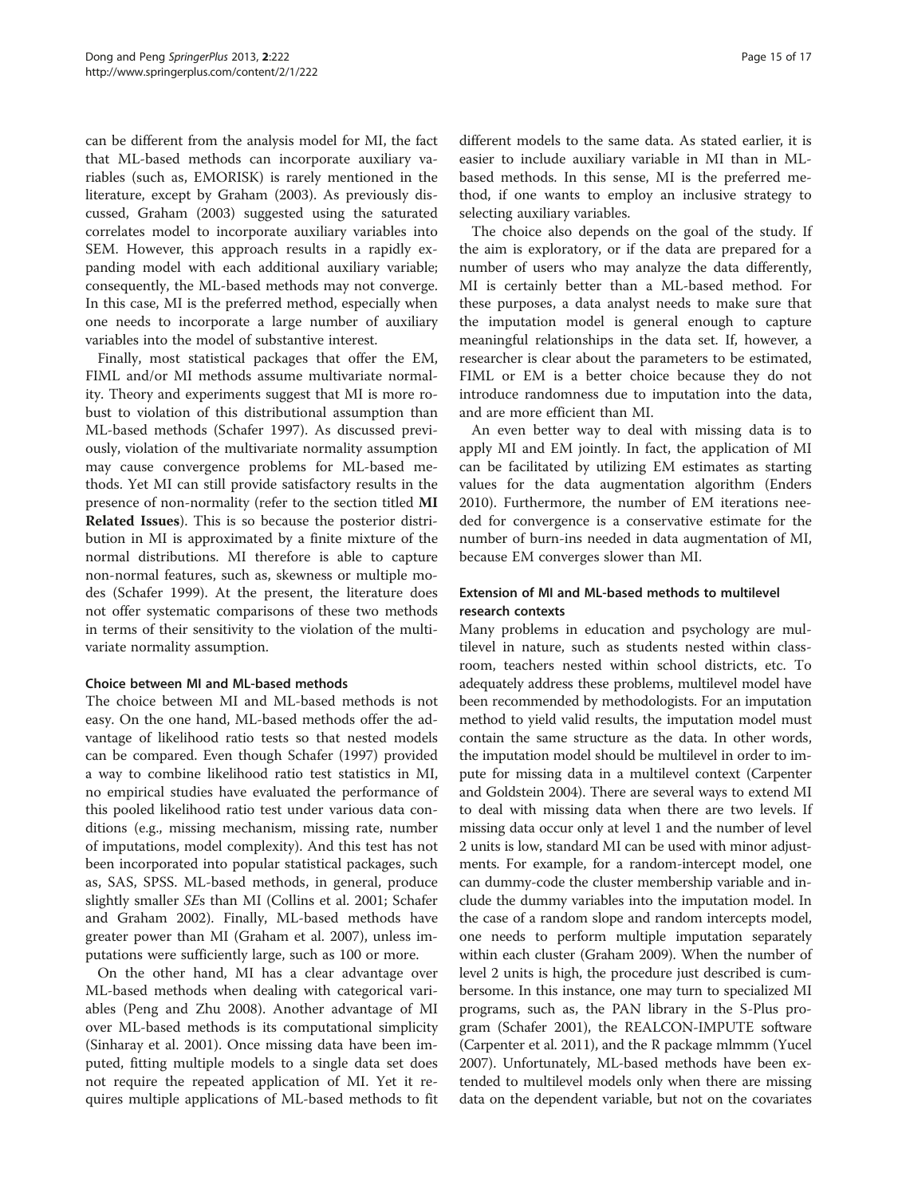can be different from the analysis model for MI, the fact that ML-based methods can incorporate auxiliary variables (such as, EMORISK) is rarely mentioned in the literature, except by Graham (2003). As previously discussed, Graham (2003) suggested using the saturated correlates model to incorporate auxiliary variables into SEM. However, this approach results in a rapidly expanding model with each additional auxiliary variable; consequently, the ML-based methods may not converge. In this case, MI is the preferred method, especially when one needs to incorporate a large number of auxiliary variables into the model of substantive interest.

Finally, most statistical packages that offer the EM, FIML and/or MI methods assume multivariate normality. Theory and experiments suggest that MI is more robust to violation of this distributional assumption than ML-based methods (Schafer 1997). As discussed previously, violation of the multivariate normality assumption may cause convergence problems for ML-based methods. Yet MI can still provide satisfactory results in the presence of non-normality (refer to the section titled **MI Related Issues**). This is so because the posterior distribution in MI is approximated by a finite mixture of the normal distributions. MI therefore is able to capture non-normal features, such as, skewness or multiple modes (Schafer 1999). At the present, the literature does not offer systematic comparisons of these two methods in terms of their sensitivity to the violation of the multivariate normality assumption.

### Choice between MI and ML-based methods

The choice between MI and ML-based methods is not easy. On the one hand, ML-based methods offer the advantage of likelihood ratio tests so that nested models can be compared. Even though Schafer (1997) provided a way to combine likelihood ratio test statistics in MI, no empirical studies have evaluated the performance of this pooled likelihood ratio test under various data conditions (e.g., missing mechanism, missing rate, number of imputations, model complexity). And this test has not been incorporated into popular statistical packages, such as, SAS, SPSS. ML-based methods, in general, produce slightly smaller *SE*s than MI (Collins et al. 2001; Schafer and Graham 2002). Finally, ML-based methods have greater power than MI (Graham et al. 2007), unless imputations were sufficiently large, such as 100 or more.

On the other hand, MI has a clear advantage over ML-based methods when dealing with categorical variables (Peng and Zhu 2008). Another advantage of MI over ML-based methods is its computational simplicity (Sinharay et al. 2001). Once missing data have been imputed, fitting multiple models to a single data set does not require the repeated application of MI. Yet it requires multiple applications of ML-based methods to fit different models to the same data. As stated earlier, it is easier to include auxiliary variable in MI than in ML-based methods. In this sense, MI is the preferred method, if one wants to employ an inclusive strategy to selecting auxiliary variables.

The choice also depends on the goal of the study. If the aim is exploratory, or if the data are prepared for a number of users who may analyze the data differently, MI is certainly better than a ML-based method. For these purposes, a data analyst needs to make sure that the imputation model is general enough to capture meaningful relationships in the data set. If, however, a researcher is clear about the parameters to be estimated, FIML or EM is a better choice because they do not introduce randomness due to imputation into the data, and are more efficient than MI.

An even better way to deal with missing data is to apply MI and EM jointly. In fact, the application of MI can be facilitated by utilizing EM estimates as starting values for the data augmentation algorithm (Enders 2010). Furthermore, the number of EM iterations needed for convergence is a conservative estimate for the number of burn-ins needed in data augmentation of MI, because EM converges slower than MI.

### Extension of MI and ML-based methods to multilevel research contexts

Many problems in education and psychology are multilevel in nature, such as students nested within classroom, teachers nested within school districts, etc. To adequately address these problems, multilevel model have been recommended by methodologists. For an imputation method to yield valid results, the imputation model must contain the same structure as the data. In other words, the imputation model should be multilevel in order to impute for missing data in a multilevel context (Carpenter and Goldstein 2004). There are several ways to extend MI to deal with missing data when there are two levels. If missing data occur only at level 1 and the number of level 2 units is low, standard MI can be used with minor adjustments. For example, for a random-intercept model, one can dummy-code the cluster membership variable and include the dummy variables into the imputation model. In the case of a random slope and random intercepts model, one needs to perform multiple imputation separately within each cluster (Graham 2009). When the number of level 2 units is high, the procedure just described is cumbersome. In this instance, one may turn to specialized MI programs, such as, the PAN library in the S-Plus program (Schafer 2001), the REALCON-IMPUTE software (Carpenter et al. 2011), and the R package mlmmm (Yucel 2007). Unfortunately, ML-based methods have been extended to multilevel models only when there are missing data on the dependent variable, but not on the covariates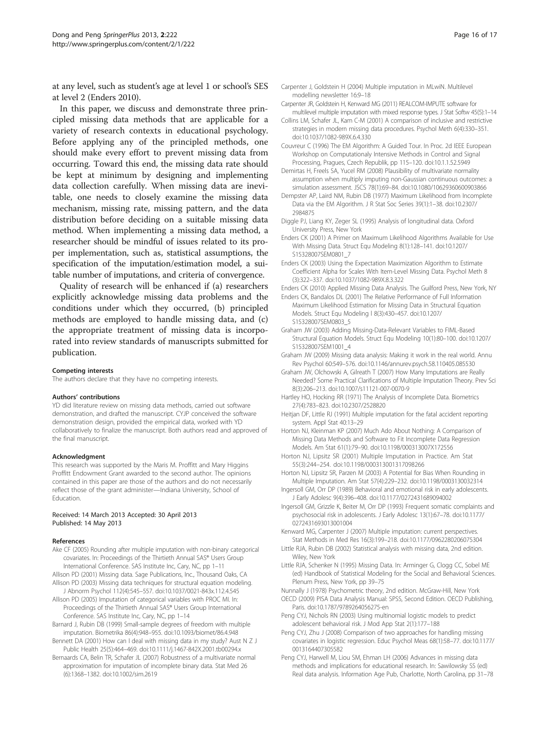at any level, such as student's age at level 1 or school's SES at level 2 (Enders 2010).

In this paper, we discuss and demonstrate three principled missing data methods that are applicable for a variety of research contexts in educational psychology. Before applying any of the principled methods, one should make every effort to prevent missing data from occurring. Toward this end, the missing data rate should be kept at minimum by designing and implementing data collection carefully. When missing data are inevitable, one needs to closely examine the missing data mechanism, missing rate, missing pattern, and the data distribution before deciding on a suitable missing data method. When implementing a missing data method, a researcher should be mindful of issues related to its proper implementation, such as, statistical assumptions, the specification of the imputation/estimation model, a suitable number of imputations, and criteria of convergence.

Quality of research will be enhanced if (a) researchers explicitly acknowledge missing data problems and the conditions under which they occurred, (b) principled methods are employed to handle missing data, and (c) the appropriate treatment of missing data is incorporated into review standards of manuscripts submitted for publication.

#### Competing interests

The authors declare that they have no competing interests.

#### Authors' contributions

YD did literature review on missing data methods, carried out software demonstration, and drafted the manuscript. CYJP conceived the software demonstration design, provided the empirical data, worked with YD collaboratively to finalize the manuscript. Both authors read and approved of the final manuscript.

#### Acknowledgment

This research was supported by the Maris M. Proffitt and Mary Higgins Proffitt Endowment Grant awarded to the second author. The opinions contained in this paper are those of the authors and do not necessarily reflect those of the grant administer—Indiana University, School of Education.

Received: 14 March 2013 Accepted: 30 April 2013
Published: 14 May 2013

#### References

Ake CF (2005) Rounding after multiple imputation with non-binary categorical covariates. In: Proceedings of the Thirtieth Annual SAS® Users Group International Conference. SAS Institute Inc, Cary, NC, pp 1–11

Allison PD (2001) Missing data. Sage Publications, Inc., Thousand Oaks, CA

Allison PD (2003) Missing data techniques for structural equation modeling. J Abnorm Psychol 112(4):545–557. doi:10.1037/0021-843x.112.4.545

Allison PD (2005) Imputation of categorical variables with PROC MI. In: Proceedings of the Thirtieth Annual SAS® Users Group International Conference. SAS Institute Inc, Cary, NC, pp 1–14

Barnard J, Rubin DB (1999) Small-sample degrees of freedom with multiple imputation. Biometrika 86(4):948–955. doi:10.1093/biomet/86.4.948

Bennett DA (2001) How can I deal with missing data in my study? Aust N Z J Public Health 25(5):464–469. doi:10.1111/j.1467-842X.2001.tb00294.x

Bernaards CA, Belin TR, Schafer JL (2007) Robustness of a multivariate normal approximation for imputation of incomplete binary data. Stat Med 26 (6):1368–1382. doi:10.1002/sim.2619

Carpenter J, Goldstein H (2004) Multiple imputation in MLwiN. Multilevel modelling newsletter 16:9–18

Carpenter JR, Goldstein H, Kenward MG (2011) REALCOM-IMPUTE software for multilevel multiple imputation with mixed response types. J Stat Softw 45(5):1–14

Collins LM, Schafer JL, Kam C-M (2001) A comparison of inclusive and restrictive strategies in modern missing data procedures. Psychol Meth 6(4):330–351. doi:10.1037/1082-989X.6.4.330

Couvreur C (1996) The EM Algorithm: A Guided Tour. In Proc. 2d IEEE European Workshop on Computationaly Intensive Methods in Control and Signal Processing, Pragues, Czech Republik, pp 115–120. doi:10.1.1.52.5949

Demirtas H, Freels SA, Yucel RM (2008) Plausibility of multivariate normality assumption when multiply imputing non-Gaussian continuous outcomes: a simulation assessment. JSCS 78(1):69–84. doi:10.1080/10629360600903866

Dempster AP, Laird NM, Rubin DB (1977) Maximum Likelihood from Incomplete Data via the EM Algorithm. J R Stat Soc Series 39(1):1–38. doi:10.2307/2984875

Diggle PJ, Liang KY, Zeger SL (1995) Analysis of longitudinal data. Oxford University Press, New York

Enders CK (2001) A Primer on Maximum Likelihood Algorithms Available for Use With Missing Data. Struct Equ Modeling 8(1):128–141. doi:10.1207/S15328007SEM0801_7

Enders CK (2003) Using the Expectation Maximization Algorithm to Estimate Coefficient Alpha for Scales With Item-Level Missing Data. Psychol Meth 8 (3):322–337. doi:10.1037/1082-989X.8.3.322

Enders CK (2010) Applied Missing Data Analysis. The Guilford Press, New York, NY

Enders CK, Bandalos DL (2001) The Relative Performance of Full Information Maximum Likelihood Estimation for Missing Data in Structural Equation Models. Struct Equ Modeling I 8(3):430–457. doi:10.1207/S15328007SEM0803_5

Graham JW (2003) Adding Missing-Data-Relevant Variables to FIML-Based Structural Equation Models. Struct Equ Modeling 10(1):80–100. doi:10.1207/S15328007SEM1001_4

Graham JW (2009) Missing data analysis: Making it work in the real world. Annu Rev Psychol 60:549–576. doi:10.1146/annurev.psych.58.110405.085530

Graham JW, Olchowski A, Gilreath T (2007) How Many Imputations are Really Needed? Some Practical Clarifications of Multiple Imputation Theory. Prev Sci 8(3):206–213. doi:10.1007/s11121-007-0070-9

Hartley HO, Hocking RR (1971) The Analysis of Incomplete Data. Biometrics 27(4):783–823. doi:10.2307/2528820

Heitjan DF, Little RJ (1991) Multiple imputation for the fatal accident reporting system. Appl Stat 40:13–29

Horton NJ, Kleinman KP (2007) Much Ado About Nothing: A Comparison of Missing Data Methods and Software to Fit Incomplete Data Regression Models. Am Stat 61(1):79–90. doi:10.1198/000313007X172556

Horton NJ, Lipsitz SR (2001) Multiple Imputation in Practice. Am Stat 55(3):244–254. doi:10.1198/000313001317098266

Horton NJ, Lipsitz SR, Parzen M (2003) A Potential for Bias When Rounding in Multiple Imputation. Am Stat 57(4):229–232. doi:10.1198/0003130032314

Ingersoll GM, Orr DP (1989) Behavioral and emotional risk in early adolescents. J Early Adolesc 9(4):396–408. doi:10.1177/0272431689094002

Ingersoll GM, Grizzle K, Beiter M, Orr DP (1993) Frequent somatic complaints and psychosocial risk in adolescents. J Early Adolesc 13(1):67–78. doi:10.1177/0272431693013001004

Kenward MG, Carpenter J (2007) Multiple imputation: current perspectives. Stat Methods in Med Res 16(3):199–218. doi:10.1177/0962280206075304

Little RJA, Rubin DB (2002) Statistical analysis with missing data, 2nd edition. Wiley, New York

Little RJA, Schenker N (1995) Missing Data. In: Arminger G, Clogg CC, Sobel ME (ed) Handbook of Statistical Modeling for the Social and Behavioral Sciences. Plenum Press, New York, pp 39–75

Nunnally J (1978) Psychometric theory, 2nd edition. McGraw-Hill, New York

OECD (2009) PISA Data Analysis Manual: SPSS, Second Edition. OECD Publishing, Paris. doi:10.1787/9789264056275-en

Peng CYJ, Nichols RN (2003) Using multinomial logistic models to predict adolescent behavioral risk. J Mod App Stat 2(1):177–188

Peng CYJ, Zhu J (2008) Comparison of two approaches for handling missing covariates in logistic regression. Educ Psychol Meas 68(1):58–77. doi:10.1177/0013164407305582

Peng CYJ, Harwell M, Liou SM, Ehman LH (2006) Advances in missing data methods and implications for educational research. In: Sawilowsky SS (ed) Real data analysis. Information Age Pub, Charlotte, North Carolina, pp 31–78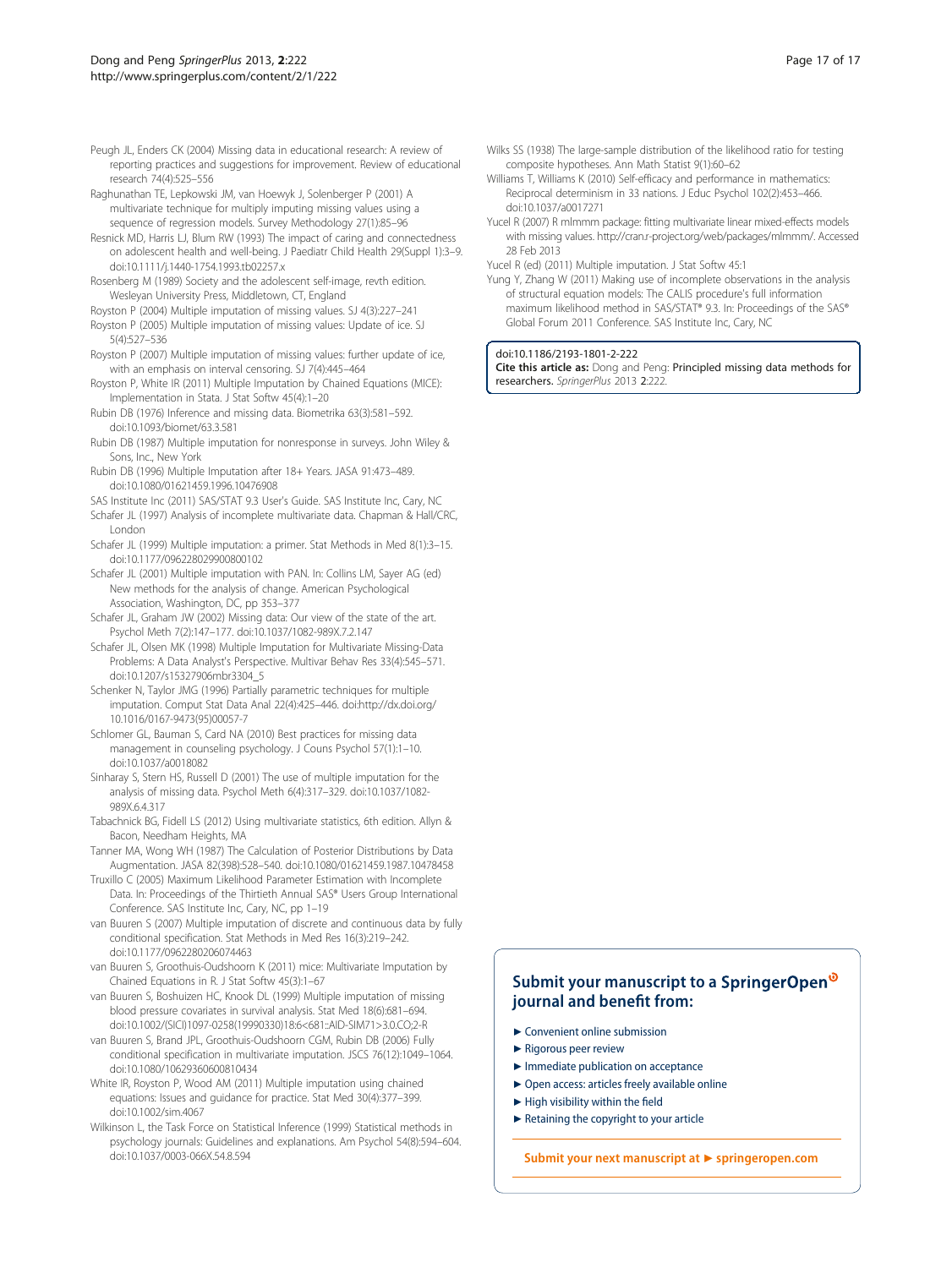Peugh JL, Enders CK (2004) Missing data in educational research: A review of reporting practices and suggestions for improvement. Review of educational research 74(4):525–556

Raghunathan TE, Lepkowski JM, van Hoewyk J, Solenberger P (2001) A multivariate technique for multiply imputing missing values using a sequence of regression models. Survey Methodology 27(1):85–96

Resnick MD, Harris LJ, Blum RW (1993) The impact of caring and connectedness on adolescent health and well-being. J Paediatr Child Health 29(Suppl 1):3–9. doi:10.1111/j.1440-1754.1993.tb02257.x

Rosenberg M (1989) Society and the adolescent self-image, revth edition. Wesleyan University Press, Middletown, CT, England

Royston P (2004) Multiple imputation of missing values. SJ 4(3):227–241

Royston P (2005) Multiple imputation of missing values: Update of ice. SJ 5(4):527–536

Royston P (2007) Multiple imputation of missing values: further update of ice, with an emphasis on interval censoring. SJ 7(4):445–464

Royston P, White IR (2011) Multiple Imputation by Chained Equations (MICE): Implementation in Stata. J Stat Softw 45(4):1–20

Rubin DB (1976) Inference and missing data. Biometrika 63(3):581–592. doi:10.1093/biomet/63.3.581

Rubin DB (1987) Multiple imputation for nonresponse in surveys. John Wiley & Sons, Inc., New York

Rubin DB (1996) Multiple Imputation after 18+ Years. JASA 91:473–489. doi:10.1080/01621459.1996.10476908

SAS Institute Inc (2011) SAS/STAT 9.3 User's Guide. SAS Institute Inc, Cary, NC

Schafer JL (1997) Analysis of incomplete multivariate data. Chapman & Hall/CRC, London

Schafer JL (1999) Multiple imputation: a primer. Stat Methods in Med 8(1):3–15. doi:10.1177/096228029900800102

Schafer JL (2001) Multiple imputation with PAN. In: Collins LM, Sayer AG (ed) New methods for the analysis of change. American Psychological Association, Washington, DC, pp 353–377

Schafer JL, Graham JW (2002) Missing data: Our view of the state of the art. Psychol Meth 7(2):147–177. doi:10.1037/1082-989X.7.2.147

Schafer JL, Olsen MK (1998) Multiple Imputation for Multivariate Missing-Data Problems: A Data Analyst's Perspective. Multivar Behav Res 33(4):545–571. doi:10.1207/s15327906mbr3304_5

Schenker N, Taylor JMG (1996) Partially parametric techniques for multiple imputation. Comput Stat Data Anal 22(4):425–446. doi:http://dx.doi.org/10.1016/0167-9473(95)00057-7

Schlomer GL, Bauman S, Card NA (2010) Best practices for missing data management in counseling psychology. J Couns Psychol 57(1):1–10. doi:10.1037/a0018082

Sinharay S, Stern HS, Russell D (2001) The use of multiple imputation for the analysis of missing data. Psychol Meth 6(4):317–329. doi:10.1037/1082-989X.6.4.317

Tabachnick BG, Fidell LS (2012) Using multivariate statistics, 6th edition. Allyn & Bacon, Needham Heights, MA

Tanner MA, Wong WH (1987) The Calculation of Posterior Distributions by Data Augmentation. JASA 82(398):528–540. doi:10.1080/01621459.1987.10478458

Truxillo C (2005) Maximum Likelihood Parameter Estimation with Incomplete Data. In: Proceedings of the Thirtieth Annual SAS® Users Group International Conference. SAS Institute Inc, Cary, NC, pp 1–19

van Buuren S (2007) Multiple imputation of discrete and continuous data by fully conditional specification. Stat Methods in Med Res 16(3):219–242. doi:10.1177/0962280206074463

van Buuren S, Groothuis-Oudshoorn K (2011) mice: Multivariate Imputation by Chained Equations in R. J Stat Softw 45(3):1–67

van Buuren S, Boshuizen HC, Knook DL (1999) Multiple imputation of missing blood pressure covariates in survival analysis. Stat Med 18(6):681–694. doi:10.1002/(SICI)1097-0258(19990330)18:6<681::AID-SIM71>3.0.CO;2-R

van Buuren S, Brand JPL, Groothuis-Oudshoorn CGM, Rubin DB (2006) Fully conditional specification in multivariate imputation. JSCS 76(12):1049–1064. doi:10.1080/10629360600810434

White IR, Royston P, Wood AM (2011) Multiple imputation using chained equations: Issues and guidance for practice. Stat Med 30(4):377–399. doi:10.1002/sim.4067

Wilkinson L, the Task Force on Statistical Inference (1999) Statistical methods in psychology journals: Guidelines and explanations. Am Psychol 54(8):594–604. doi:10.1037/0003-066X.54.8.594

Wilks SS (1938) The large-sample distribution of the likelihood ratio for testing composite hypotheses. Ann Math Statist 9(1):60–62

Williams T, Williams K (2010) Self-efficacy and performance in mathematics: Reciprocal determinism in 33 nations. J Educ Psychol 102(2):453–466. doi:10.1037/a0017271

Yucel R (2007) R mlmmm package: fitting multivariate linear mixed-effects models with missing values. http://cran.r-project.org/web/packages/mlmmm/. Accessed 28 Feb 2013

Yucel R (ed) (2011) Multiple imputation. J Stat Softw 45:1

Yung Y, Zhang W (2011) Making use of incomplete observations in the analysis of structural equation models: The CALIS procedure's full information maximum likelihood method in SAS/STAT® 9.3. In: Proceedings of the SAS® Global Forum 2011 Conference. SAS Institute Inc, Cary, NC

doi:10.1186/2193-1801-2-222
**Cite this article as:** Dong and Peng: Principled missing data methods for researchers. *SpringerPlus* 2013 **2**:222.

## Submit your manuscript to a SpringerOpen journal and benefit from:

- ► Convenient online submission
- ► Rigorous peer review
- ► Immediate publication on acceptance
- ► Open access: articles freely available online
- ► High visibility within the field
- ► Retaining the copyright to your article

**Submit your next manuscript at ► springeropen.com**